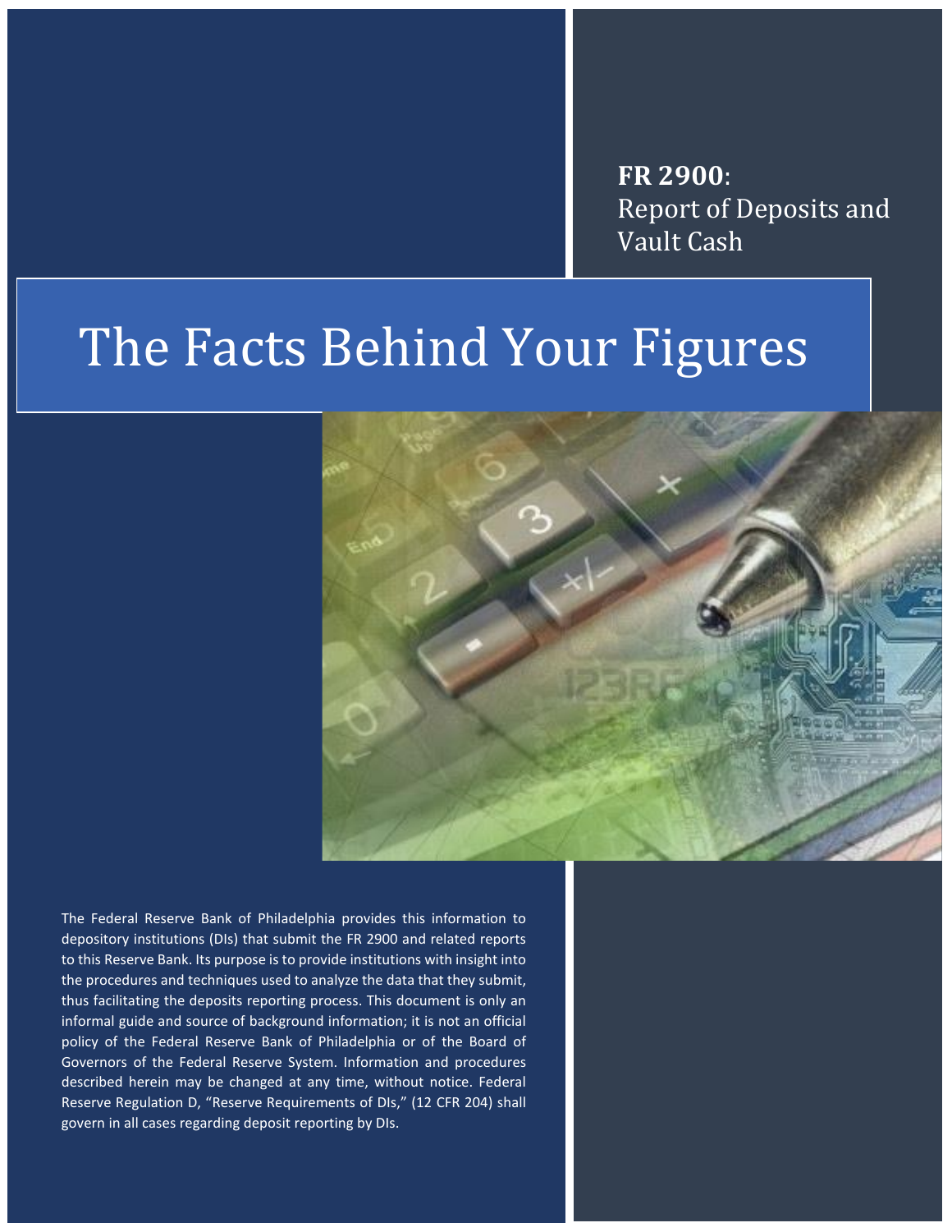**FR 2900**:
Report of Deposits and Vault Cash

# The Facts Behind Your Figures

The Federal Reserve Bank of Philadelphia provides this information to depository institutions (DIs) that submit the FR 2900 and related reports to this Reserve Bank. Its purpose is to provide institutions with insight into the procedures and techniques used to analyze the data that they submit, thus facilitating the deposits reporting process. This document is only an informal guide and source of background information; it is not an official policy of the Federal Reserve Bank of Philadelphia or of the Board of Governors of the Federal Reserve System. Information and procedures described herein may be changed at any time, without notice. Federal Reserve Regulation D, "Reserve Requirements of DIs," (12 CFR 204) shall govern in all cases regarding deposit reporting by DIs.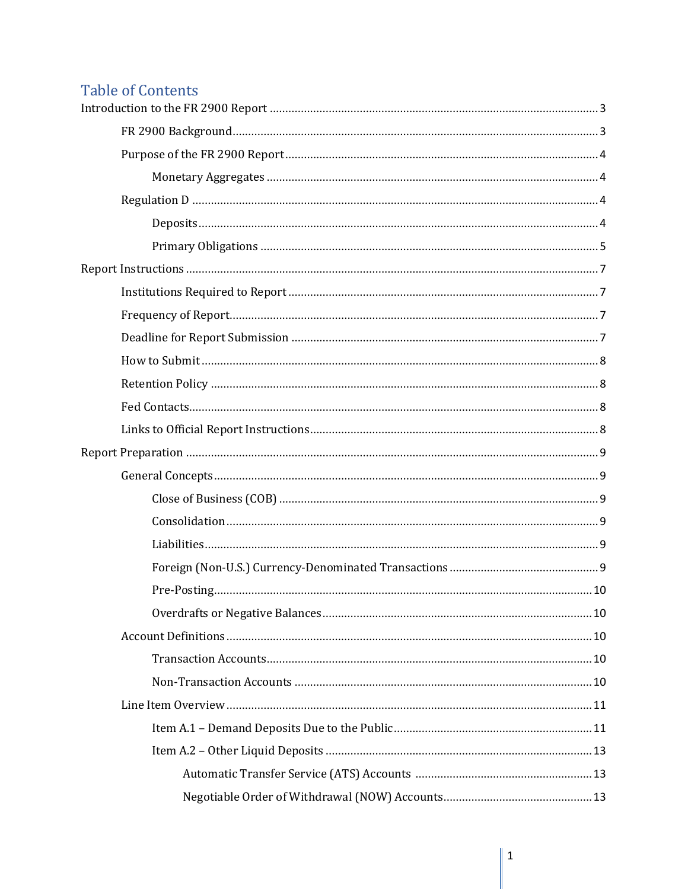# Table of Contents

Introduction to the FR 2900 Report ........................................................................................ 3

- FR 2900 Background ........................................................................................ 3
- Purpose of the FR 2900 Report ........................................................................................ 4
  - Monetary Aggregates ........................................................................................ 4
- Regulation D ........................................................................................ 4
  - Deposits ........................................................................................ 4
  - Primary Obligations ........................................................................................ 5

Report Instructions ........................................................................................ 7

- Institutions Required to Report ........................................................................................ 7
- Frequency of Report ........................................................................................ 7
- Deadline for Report Submission ........................................................................................ 7
- How to Submit ........................................................................................ 8
- Retention Policy ........................................................................................ 8
- Fed Contacts ........................................................................................ 8
- Links to Official Report Instructions ........................................................................................ 8

Report Preparation ........................................................................................ 9

- General Concepts ........................................................................................ 9
  - Close of Business (COB) ........................................................................................ 9
  - Consolidation ........................................................................................ 9
  - Liabilities ........................................................................................ 9
  - Foreign (Non-U.S.) Currency-Denominated Transactions ........................................................................................ 9
  - Pre-Posting ........................................................................................ 10
  - Overdrafts or Negative Balances ........................................................................................ 10
- Account Definitions ........................................................................................ 10
  - Transaction Accounts ........................................................................................ 10
  - Non-Transaction Accounts ........................................................................................ 10
- Line Item Overview ........................................................................................ 11
  - Item A.1 – Demand Deposits Due to the Public ........................................................................................ 11
  - Item A.2 – Other Liquid Deposits ........................................................................................ 13
    - Automatic Transfer Service (ATS) Accounts ........................................................................................ 13
    - Negotiable Order of Withdrawal (NOW) Accounts ........................................................................................ 13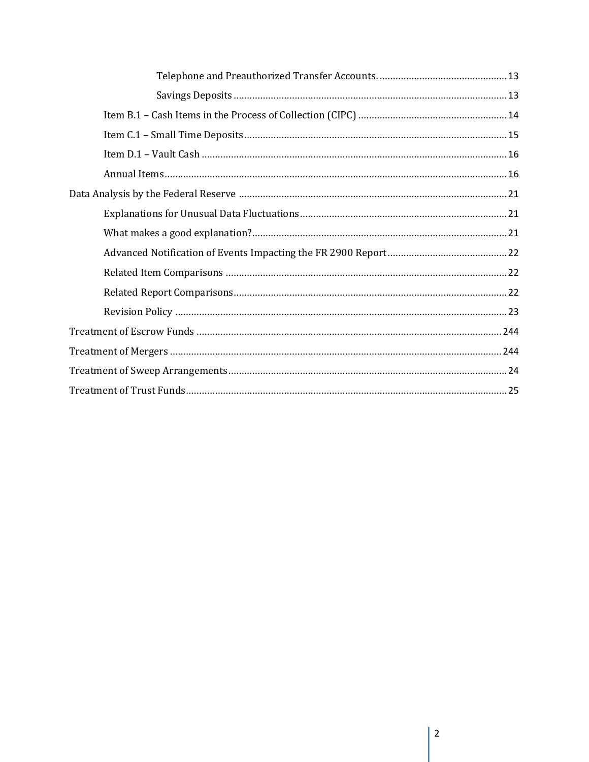Telephone and Preauthorized Transfer Accounts. ................................................ 13

Savings Deposits ....................................................................................................... 13

Item B.1 – Cash Items in the Process of Collection (CIPC) ........................................................ 14

Item C.1 – Small Time Deposits .................................................................................................. 15

Item D.1 – Vault Cash .................................................................................................................. 16

Annual Items ................................................................................................................................ 16

Data Analysis by the Federal Reserve ..................................................................................... 21

Explanations for Unusual Data Fluctuations ............................................................................. 21

What makes a good explanation? ............................................................................................... 21

Advanced Notification of Events Impacting the FR 2900 Report ............................................. 22

Related Item Comparisons ......................................................................................................... 22

Related Report Comparisons ...................................................................................................... 22

Revision Policy ............................................................................................................................ 23

Treatment of Escrow Funds ................................................................................................... 244

Treatment of Mergers ............................................................................................................ 244

Treatment of Sweep Arrangements ........................................................................................ 24

Treatment of Trust Funds ........................................................................................................ 25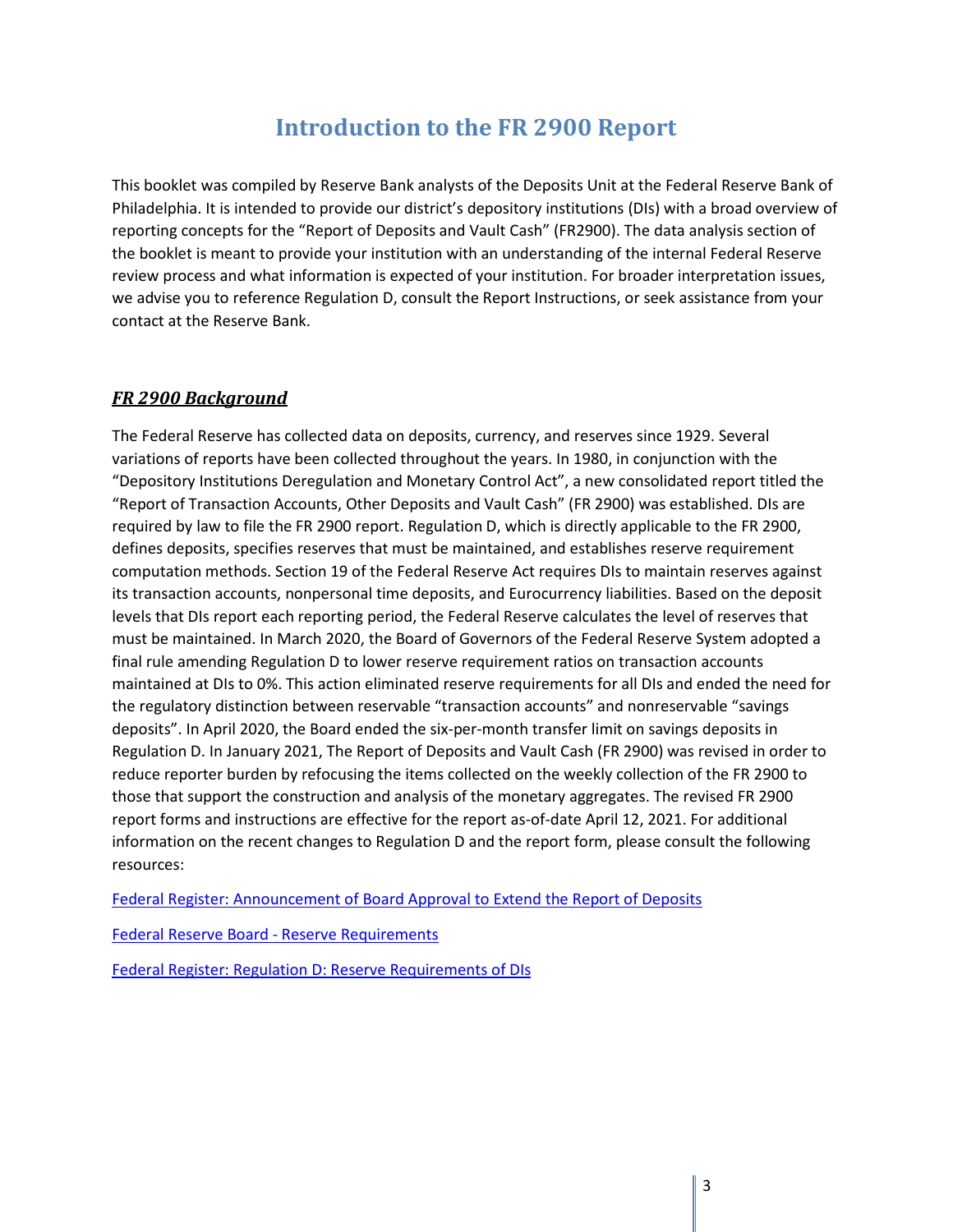# Introduction to the FR 2900 Report

This booklet was compiled by Reserve Bank analysts of the Deposits Unit at the Federal Reserve Bank of Philadelphia. It is intended to provide our district's depository institutions (DIs) with a broad overview of reporting concepts for the "Report of Deposits and Vault Cash" (FR2900). The data analysis section of the booklet is meant to provide your institution with an understanding of the internal Federal Reserve review process and what information is expected of your institution. For broader interpretation issues, we advise you to reference Regulation D, consult the Report Instructions, or seek assistance from your contact at the Reserve Bank.

## ***FR 2900 Background***

The Federal Reserve has collected data on deposits, currency, and reserves since 1929. Several variations of reports have been collected throughout the years. In 1980, in conjunction with the "Depository Institutions Deregulation and Monetary Control Act", a new consolidated report titled the "Report of Transaction Accounts, Other Deposits and Vault Cash" (FR 2900) was established. DIs are required by law to file the FR 2900 report. Regulation D, which is directly applicable to the FR 2900, defines deposits, specifies reserves that must be maintained, and establishes reserve requirement computation methods. Section 19 of the Federal Reserve Act requires DIs to maintain reserves against its transaction accounts, nonpersonal time deposits, and Eurocurrency liabilities. Based on the deposit levels that DIs report each reporting period, the Federal Reserve calculates the level of reserves that must be maintained. In March 2020, the Board of Governors of the Federal Reserve System adopted a final rule amending Regulation D to lower reserve requirement ratios on transaction accounts maintained at DIs to 0%. This action eliminated reserve requirements for all DIs and ended the need for the regulatory distinction between reservable "transaction accounts" and nonreservable "savings deposits". In April 2020, the Board ended the six-per-month transfer limit on savings deposits in Regulation D. In January 2021, The Report of Deposits and Vault Cash (FR 2900) was revised in order to reduce reporter burden by refocusing the items collected on the weekly collection of the FR 2900 to those that support the construction and analysis of the monetary aggregates. The revised FR 2900 report forms and instructions are effective for the report as-of-date April 12, 2021. For additional information on the recent changes to Regulation D and the report form, please consult the following resources:

Federal Register: Announcement of Board Approval to Extend the Report of Deposits

Federal Reserve Board - Reserve Requirements

Federal Register: Regulation D: Reserve Requirements of DIs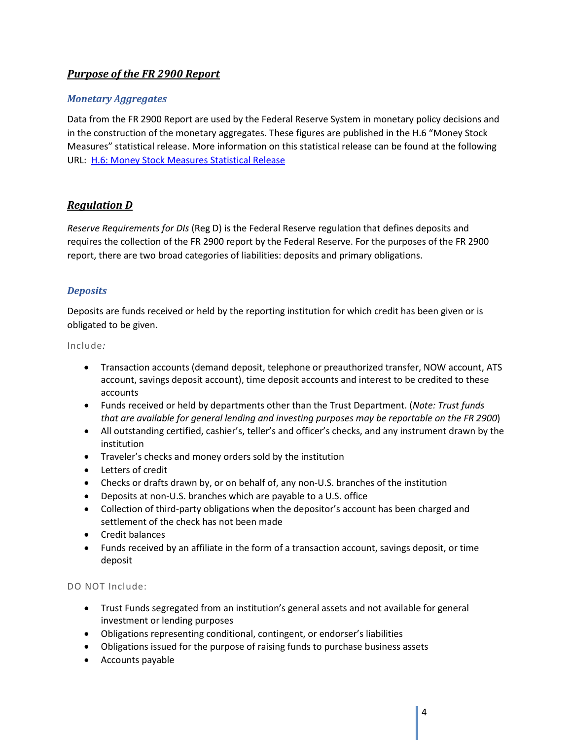## ***Purpose of the FR 2900 Report***

### *Monetary Aggregates*

Data from the FR 2900 Report are used by the Federal Reserve System in monetary policy decisions and in the construction of the monetary aggregates. These figures are published in the H.6 "Money Stock Measures" statistical release. More information on this statistical release can be found at the following URL: [H.6: Money Stock Measures Statistical Release]

## ***Regulation D***

*Reserve Requirements for DIs* (Reg D) is the Federal Reserve regulation that defines deposits and requires the collection of the FR 2900 report by the Federal Reserve. For the purposes of the FR 2900 report, there are two broad categories of liabilities: deposits and primary obligations.

### *Deposits*

Deposits are funds received or held by the reporting institution for which credit has been given or is obligated to be given.

Include*:*

- Transaction accounts (demand deposit, telephone or preauthorized transfer, NOW account, ATS account, savings deposit account), time deposit accounts and interest to be credited to these accounts
- Funds received or held by departments other than the Trust Department. (*Note: Trust funds that are available for general lending and investing purposes may be reportable on the FR 2900*)
- All outstanding certified, cashier's, teller's and officer's checks, and any instrument drawn by the institution
- Traveler's checks and money orders sold by the institution
- Letters of credit
- Checks or drafts drawn by, or on behalf of, any non-U.S. branches of the institution
- Deposits at non-U.S. branches which are payable to a U.S. office
- Collection of third-party obligations when the depositor's account has been charged and settlement of the check has not been made
- Credit balances
- Funds received by an affiliate in the form of a transaction account, savings deposit, or time deposit

DO NOT Include:

- Trust Funds segregated from an institution's general assets and not available for general investment or lending purposes
- Obligations representing conditional, contingent, or endorser's liabilities
- Obligations issued for the purpose of raising funds to purchase business assets
- Accounts payable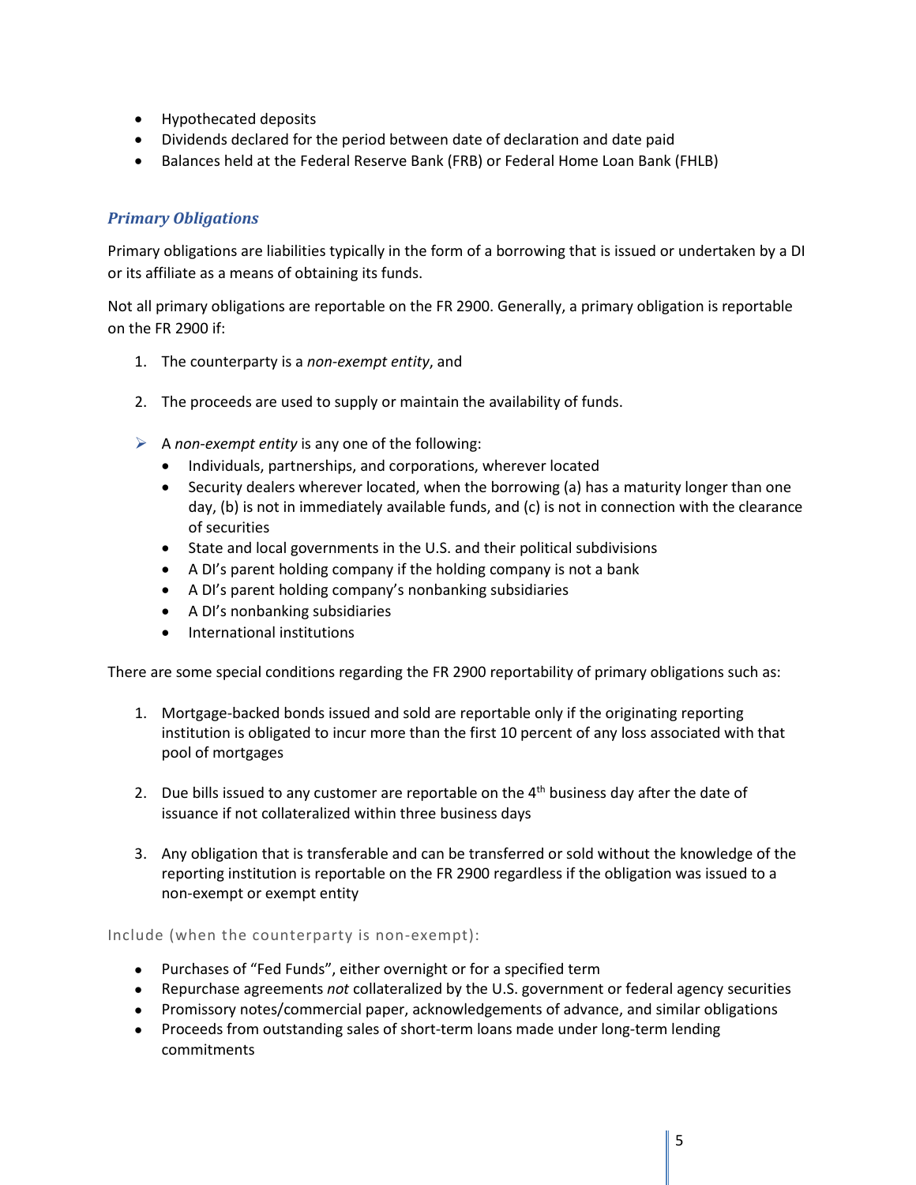- Hypothecated deposits
- Dividends declared for the period between date of declaration and date paid
- Balances held at the Federal Reserve Bank (FRB) or Federal Home Loan Bank (FHLB)

### *Primary Obligations*

Primary obligations are liabilities typically in the form of a borrowing that is issued or undertaken by a DI or its affiliate as a means of obtaining its funds.

Not all primary obligations are reportable on the FR 2900. Generally, a primary obligation is reportable on the FR 2900 if:

1. The counterparty is a *non-exempt entity*, and

2. The proceeds are used to supply or maintain the availability of funds.

- A *non-exempt entity* is any one of the following:
  - Individuals, partnerships, and corporations, wherever located
  - Security dealers wherever located, when the borrowing (a) has a maturity longer than one day, (b) is not in immediately available funds, and (c) is not in connection with the clearance of securities
  - State and local governments in the U.S. and their political subdivisions
  - A DI's parent holding company if the holding company is not a bank
  - A DI's parent holding company's nonbanking subsidiaries
  - A DI's nonbanking subsidiaries
  - International institutions

There are some special conditions regarding the FR 2900 reportability of primary obligations such as:

1. Mortgage-backed bonds issued and sold are reportable only if the originating reporting institution is obligated to incur more than the first 10 percent of any loss associated with that pool of mortgages

2. Due bills issued to any customer are reportable on the 4th business day after the date of issuance if not collateralized within three business days

3. Any obligation that is transferable and can be transferred or sold without the knowledge of the reporting institution is reportable on the FR 2900 regardless if the obligation was issued to a non-exempt or exempt entity

Include (when the counterparty is non-exempt):

- Purchases of "Fed Funds", either overnight or for a specified term
- Repurchase agreements *not* collateralized by the U.S. government or federal agency securities
- Promissory notes/commercial paper, acknowledgements of advance, and similar obligations
- Proceeds from outstanding sales of short-term loans made under long-term lending commitments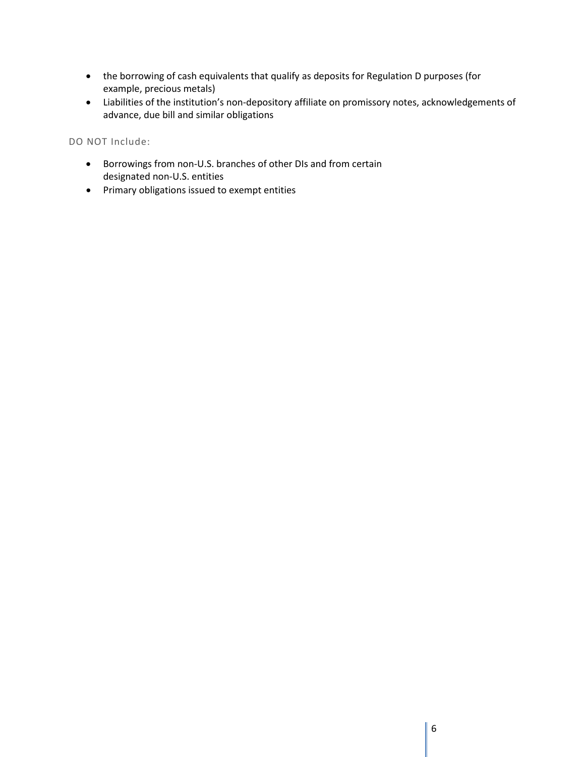- the borrowing of cash equivalents that qualify as deposits for Regulation D purposes (for example, precious metals)
- Liabilities of the institution's non-depository affiliate on promissory notes, acknowledgements of advance, due bill and similar obligations

DO NOT Include:

- Borrowings from non-U.S. branches of other DIs and from certain designated non-U.S. entities
- Primary obligations issued to exempt entities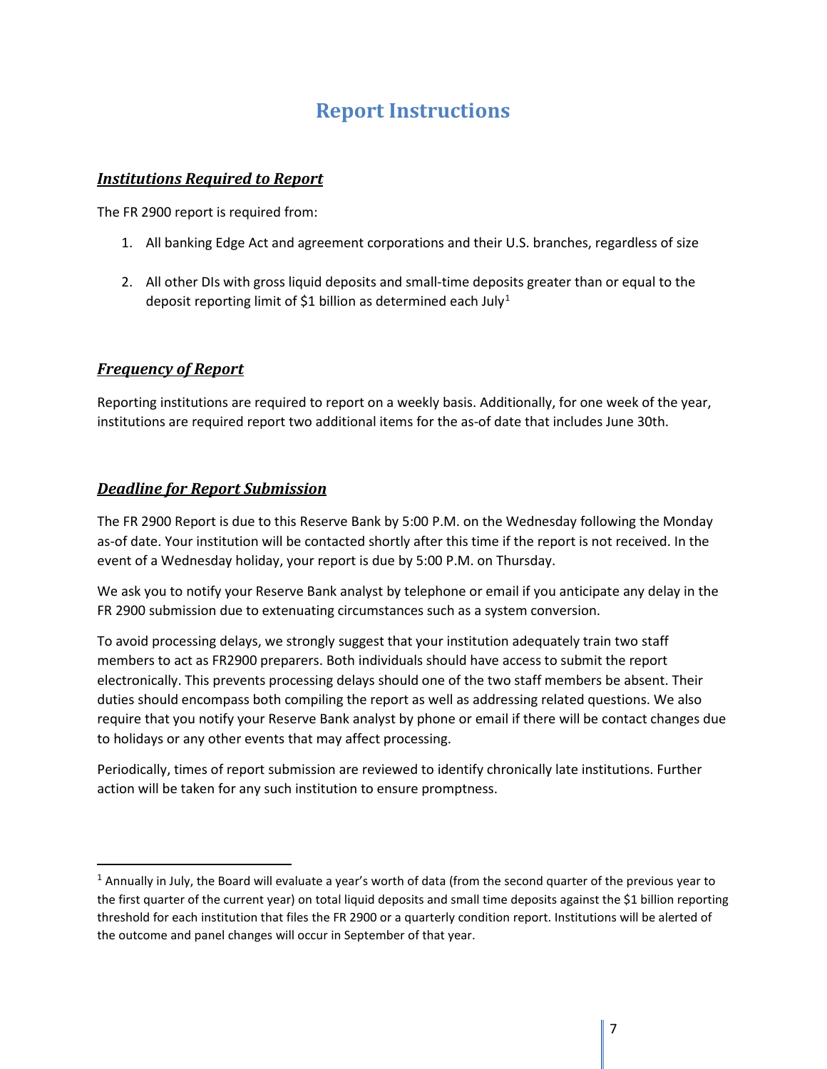# Report Instructions

## ***Institutions Required to Report***

The FR 2900 report is required from:

1. All banking Edge Act and agreement corporations and their U.S. branches, regardless of size
2. All other DIs with gross liquid deposits and small-time deposits greater than or equal to the deposit reporting limit of $1 billion as determined each July[1]

## ***Frequency of Report***

Reporting institutions are required to report on a weekly basis. Additionally, for one week of the year, institutions are required report two additional items for the as-of date that includes June 30th.

## ***Deadline for Report Submission***

The FR 2900 Report is due to this Reserve Bank by 5:00 P.M. on the Wednesday following the Monday as-of date. Your institution will be contacted shortly after this time if the report is not received. In the event of a Wednesday holiday, your report is due by 5:00 P.M. on Thursday.

We ask you to notify your Reserve Bank analyst by telephone or email if you anticipate any delay in the FR 2900 submission due to extenuating circumstances such as a system conversion.

To avoid processing delays, we strongly suggest that your institution adequately train two staff members to act as FR2900 preparers. Both individuals should have access to submit the report electronically. This prevents processing delays should one of the two staff members be absent. Their duties should encompass both compiling the report as well as addressing related questions. We also require that you notify your Reserve Bank analyst by phone or email if there will be contact changes due to holidays or any other events that may affect processing.

Periodically, times of report submission are reviewed to identify chronically late institutions. Further action will be taken for any such institution to ensure promptness.

---

[1] Annually in July, the Board will evaluate a year's worth of data (from the second quarter of the previous year to the first quarter of the current year) on total liquid deposits and small time deposits against the $1 billion reporting threshold for each institution that files the FR 2900 or a quarterly condition report. Institutions will be alerted of the outcome and panel changes will occur in September of that year.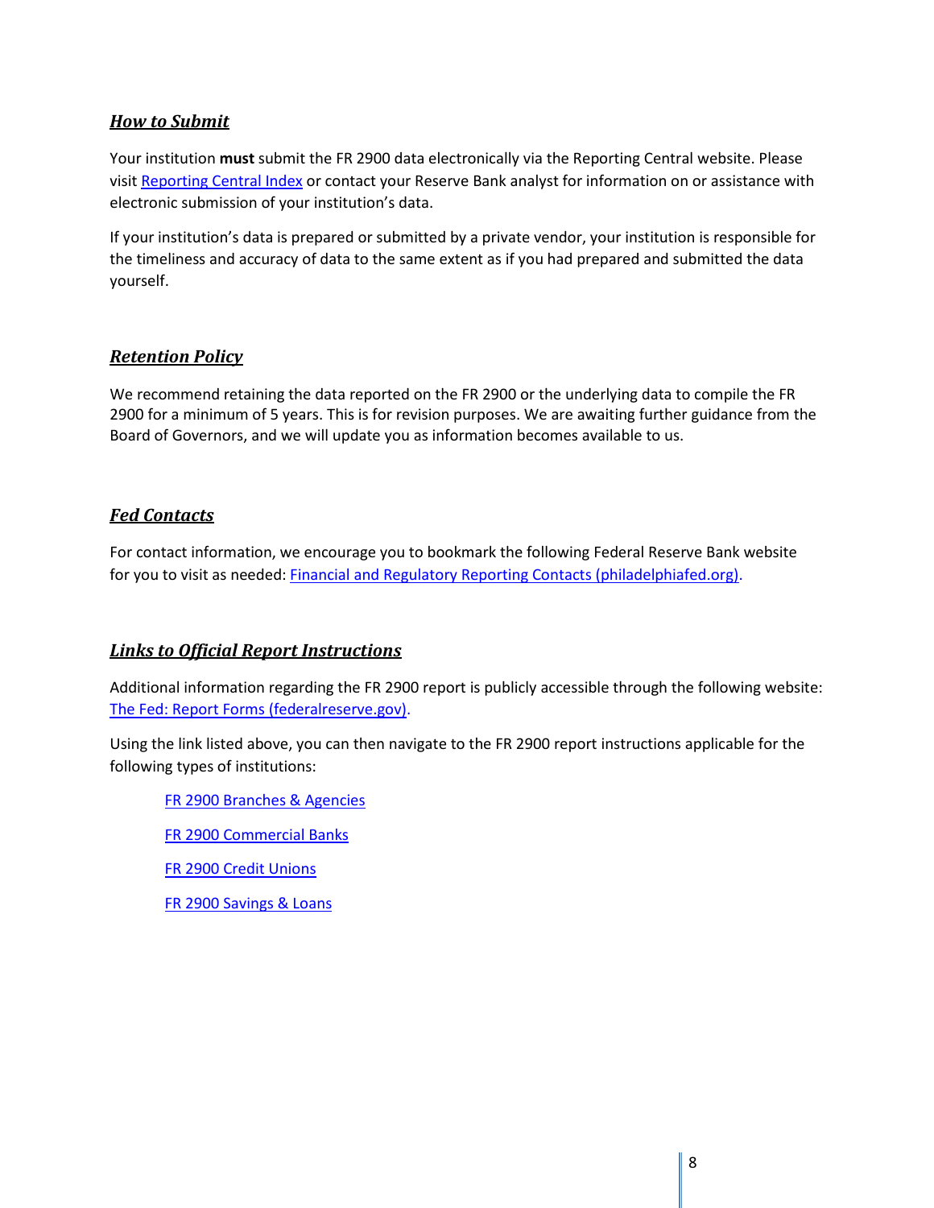## ***How to Submit***

Your institution **must** submit the FR 2900 data electronically via the Reporting Central website. Please visit [Reporting Central Index]() or contact your Reserve Bank analyst for information on or assistance with electronic submission of your institution's data.

If your institution's data is prepared or submitted by a private vendor, your institution is responsible for the timeliness and accuracy of data to the same extent as if you had prepared and submitted the data yourself.

## ***Retention Policy***

We recommend retaining the data reported on the FR 2900 or the underlying data to compile the FR 2900 for a minimum of 5 years. This is for revision purposes. We are awaiting further guidance from the Board of Governors, and we will update you as information becomes available to us.

## ***Fed Contacts***

For contact information, we encourage you to bookmark the following Federal Reserve Bank website for you to visit as needed: [Financial and Regulatory Reporting Contacts (philadelphiafed.org)]().

## ***Links to Official Report Instructions***

Additional information regarding the FR 2900 report is publicly accessible through the following website: [The Fed: Report Forms (federalreserve.gov)]().

Using the link listed above, you can then navigate to the FR 2900 report instructions applicable for the following types of institutions:

- [FR 2900 Branches & Agencies]()
- [FR 2900 Commercial Banks]()
- [FR 2900 Credit Unions]()
- [FR 2900 Savings & Loans]()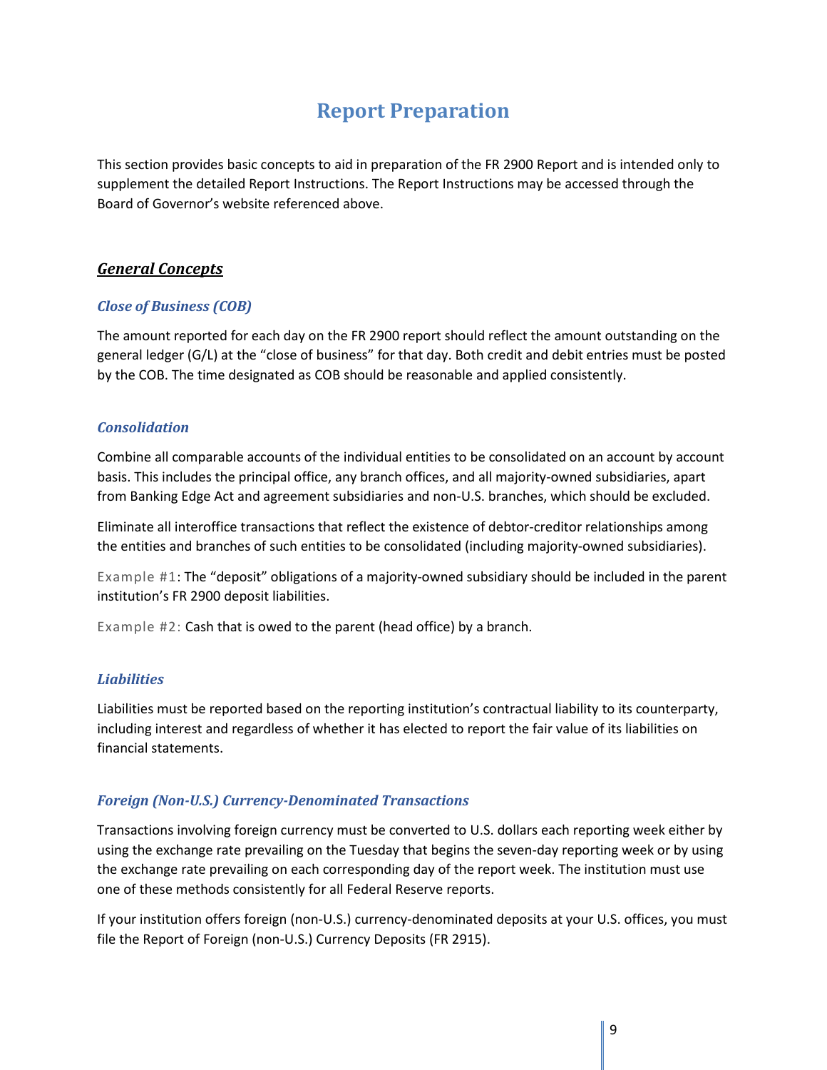# Report Preparation

This section provides basic concepts to aid in preparation of the FR 2900 Report and is intended only to supplement the detailed Report Instructions. The Report Instructions may be accessed through the Board of Governor's website referenced above.

## ***General Concepts***

### *Close of Business (COB)*

The amount reported for each day on the FR 2900 report should reflect the amount outstanding on the general ledger (G/L) at the "close of business" for that day. Both credit and debit entries must be posted by the COB. The time designated as COB should be reasonable and applied consistently.

### *Consolidation*

Combine all comparable accounts of the individual entities to be consolidated on an account by account basis. This includes the principal office, any branch offices, and all majority-owned subsidiaries, apart from Banking Edge Act and agreement subsidiaries and non-U.S. branches, which should be excluded.

Eliminate all interoffice transactions that reflect the existence of debtor-creditor relationships among the entities and branches of such entities to be consolidated (including majority-owned subsidiaries).

Example #1: The "deposit" obligations of a majority-owned subsidiary should be included in the parent institution's FR 2900 deposit liabilities.

Example #2: Cash that is owed to the parent (head office) by a branch.

### *Liabilities*

Liabilities must be reported based on the reporting institution's contractual liability to its counterparty, including interest and regardless of whether it has elected to report the fair value of its liabilities on financial statements.

### *Foreign (Non-U.S.) Currency-Denominated Transactions*

Transactions involving foreign currency must be converted to U.S. dollars each reporting week either by using the exchange rate prevailing on the Tuesday that begins the seven-day reporting week or by using the exchange rate prevailing on each corresponding day of the report week. The institution must use one of these methods consistently for all Federal Reserve reports.

If your institution offers foreign (non-U.S.) currency-denominated deposits at your U.S. offices, you must file the Report of Foreign (non-U.S.) Currency Deposits (FR 2915).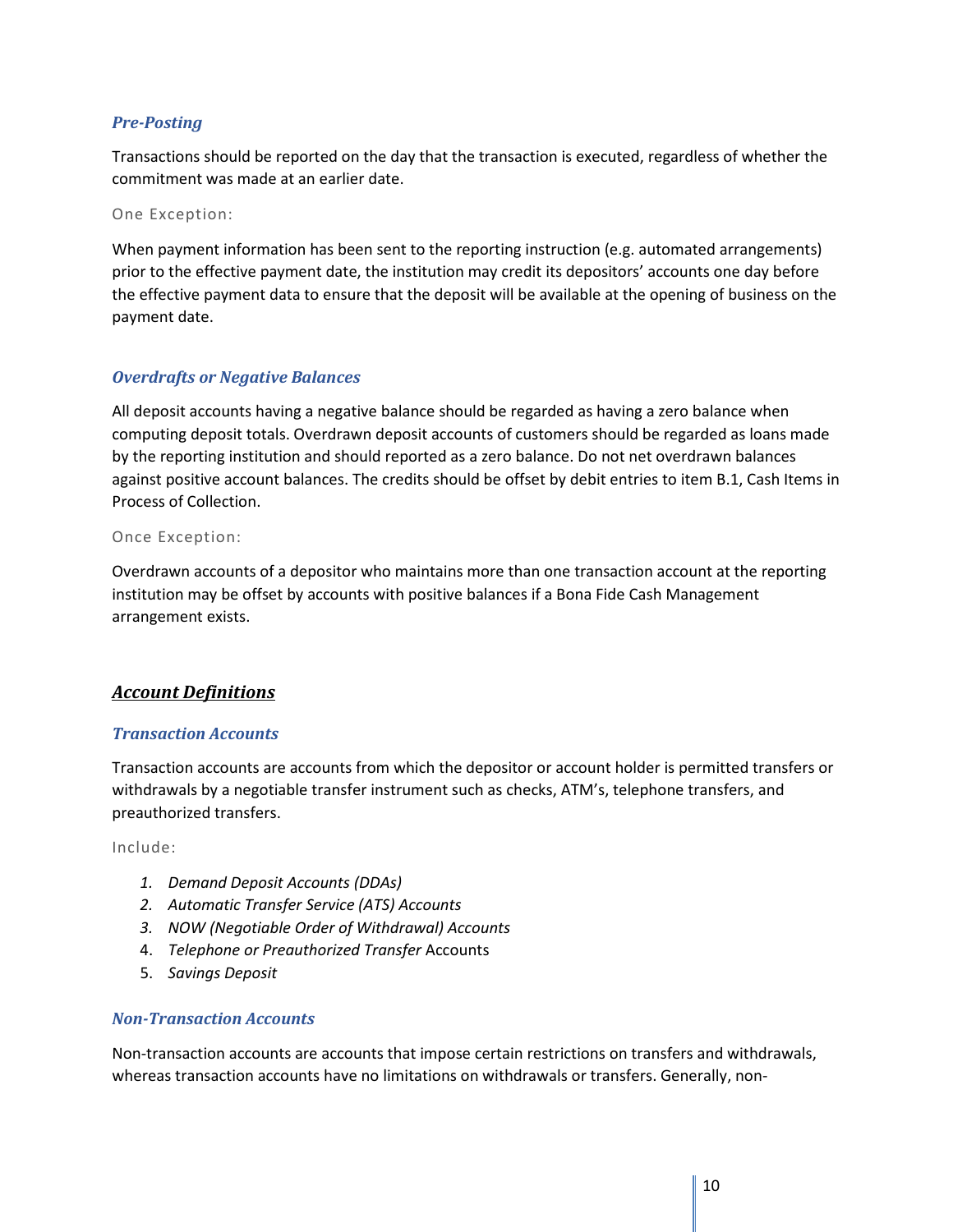### *Pre-Posting*

Transactions should be reported on the day that the transaction is executed, regardless of whether the commitment was made at an earlier date.

One Exception:

When payment information has been sent to the reporting instruction (e.g. automated arrangements) prior to the effective payment date, the institution may credit its depositors' accounts one day before the effective payment data to ensure that the deposit will be available at the opening of business on the payment date.

### *Overdrafts or Negative Balances*

All deposit accounts having a negative balance should be regarded as having a zero balance when computing deposit totals. Overdrawn deposit accounts of customers should be regarded as loans made by the reporting institution and should reported as a zero balance. Do not net overdrawn balances against positive account balances. The credits should be offset by debit entries to item B.1, Cash Items in Process of Collection.

Once Exception:

Overdrawn accounts of a depositor who maintains more than one transaction account at the reporting institution may be offset by accounts with positive balances if a Bona Fide Cash Management arrangement exists.

## ***Account Definitions***

### *Transaction Accounts*

Transaction accounts are accounts from which the depositor or account holder is permitted transfers or withdrawals by a negotiable transfer instrument such as checks, ATM's, telephone transfers, and preauthorized transfers.

Include:

1. *Demand Deposit Accounts (DDAs)*
2. *Automatic Transfer Service (ATS) Accounts*
3. *NOW (Negotiable Order of Withdrawal) Accounts*
4. *Telephone or Preauthorized Transfer* Accounts
5. *Savings Deposit*

### *Non-Transaction Accounts*

Non-transaction accounts are accounts that impose certain restrictions on transfers and withdrawals, whereas transaction accounts have no limitations on withdrawals or transfers. Generally, non-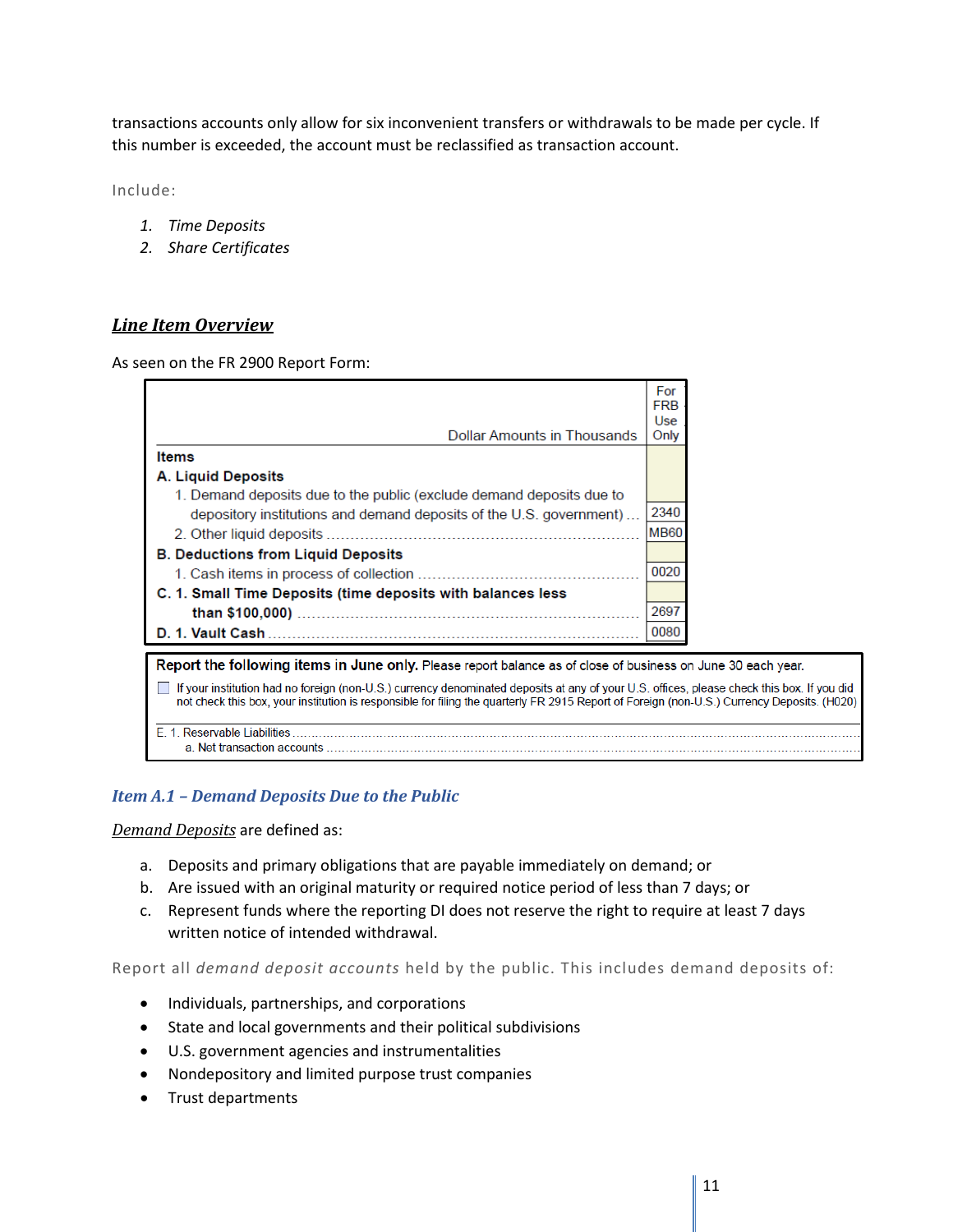transactions accounts only allow for six inconvenient transfers or withdrawals to be made per cycle. If this number is exceeded, the account must be reclassified as transaction account.

Include:

1. *Time Deposits*
2. *Share Certificates*

## *Line Item Overview*

As seen on the FR 2900 Report Form:

| Dollar Amounts in Thousands | For FRB Use Only |
|---|---|
| **Items** | |
| **A. Liquid Deposits** | |
| 1. Demand deposits due to the public (exclude demand deposits due to depository institutions and demand deposits of the U.S. government) ... | 2340 |
| 2. Other liquid deposits ... | MB60 |
| **B. Deductions from Liquid Deposits** | |
| 1. Cash items in process of collection ... | 0020 |
| **C. 1. Small Time Deposits (time deposits with balances less than $100,000)** ... | 2697 |
| **D. 1. Vault Cash** ... | 0080 |

**Report the following items in June only.** Please report balance as of close of business on June 30 each year.

☐ If your institution had no foreign (non-U.S.) currency denominated deposits at any of your U.S. offices, please check this box. If you did not check this box, your institution is responsible for filing the quarterly FR 2915 Report of Foreign (non-U.S.) Currency Deposits. (H020)

E. 1. Reservable Liabilities ...
 a. Net transaction accounts ...

### *Item A.1 – Demand Deposits Due to the Public*

*Demand Deposits* are defined as:

a. Deposits and primary obligations that are payable immediately on demand; or
b. Are issued with an original maturity or required notice period of less than 7 days; or
c. Represent funds where the reporting DI does not reserve the right to require at least 7 days written notice of intended withdrawal.

Report all *demand deposit accounts* held by the public. This includes demand deposits of:

- Individuals, partnerships, and corporations
- State and local governments and their political subdivisions
- U.S. government agencies and instrumentalities
- Nondepository and limited purpose trust companies
- Trust departments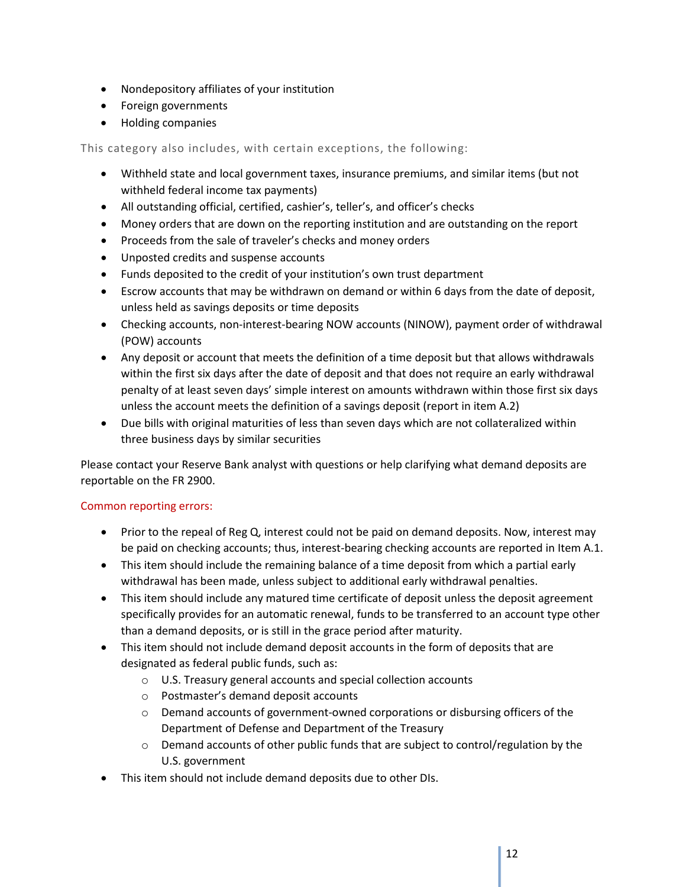- Nondepository affiliates of your institution
- Foreign governments
- Holding companies

This category also includes, with certain exceptions, the following:

- Withheld state and local government taxes, insurance premiums, and similar items (but not withheld federal income tax payments)
- All outstanding official, certified, cashier's, teller's, and officer's checks
- Money orders that are down on the reporting institution and are outstanding on the report
- Proceeds from the sale of traveler's checks and money orders
- Unposted credits and suspense accounts
- Funds deposited to the credit of your institution's own trust department
- Escrow accounts that may be withdrawn on demand or within 6 days from the date of deposit, unless held as savings deposits or time deposits
- Checking accounts, non-interest-bearing NOW accounts (NINOW), payment order of withdrawal (POW) accounts
- Any deposit or account that meets the definition of a time deposit but that allows withdrawals within the first six days after the date of deposit and that does not require an early withdrawal penalty of at least seven days' simple interest on amounts withdrawn within those first six days unless the account meets the definition of a savings deposit (report in item A.2)
- Due bills with original maturities of less than seven days which are not collateralized within three business days by similar securities

Please contact your Reserve Bank analyst with questions or help clarifying what demand deposits are reportable on the FR 2900.

Common reporting errors:

- Prior to the repeal of Reg Q, interest could not be paid on demand deposits. Now, interest may be paid on checking accounts; thus, interest-bearing checking accounts are reported in Item A.1.
- This item should include the remaining balance of a time deposit from which a partial early withdrawal has been made, unless subject to additional early withdrawal penalties.
- This item should include any matured time certificate of deposit unless the deposit agreement specifically provides for an automatic renewal, funds to be transferred to an account type other than a demand deposits, or is still in the grace period after maturity.
- This item should not include demand deposit accounts in the form of deposits that are designated as federal public funds, such as:
  - U.S. Treasury general accounts and special collection accounts
  - Postmaster's demand deposit accounts
  - Demand accounts of government-owned corporations or disbursing officers of the Department of Defense and Department of the Treasury
  - Demand accounts of other public funds that are subject to control/regulation by the U.S. government
- This item should not include demand deposits due to other DIs.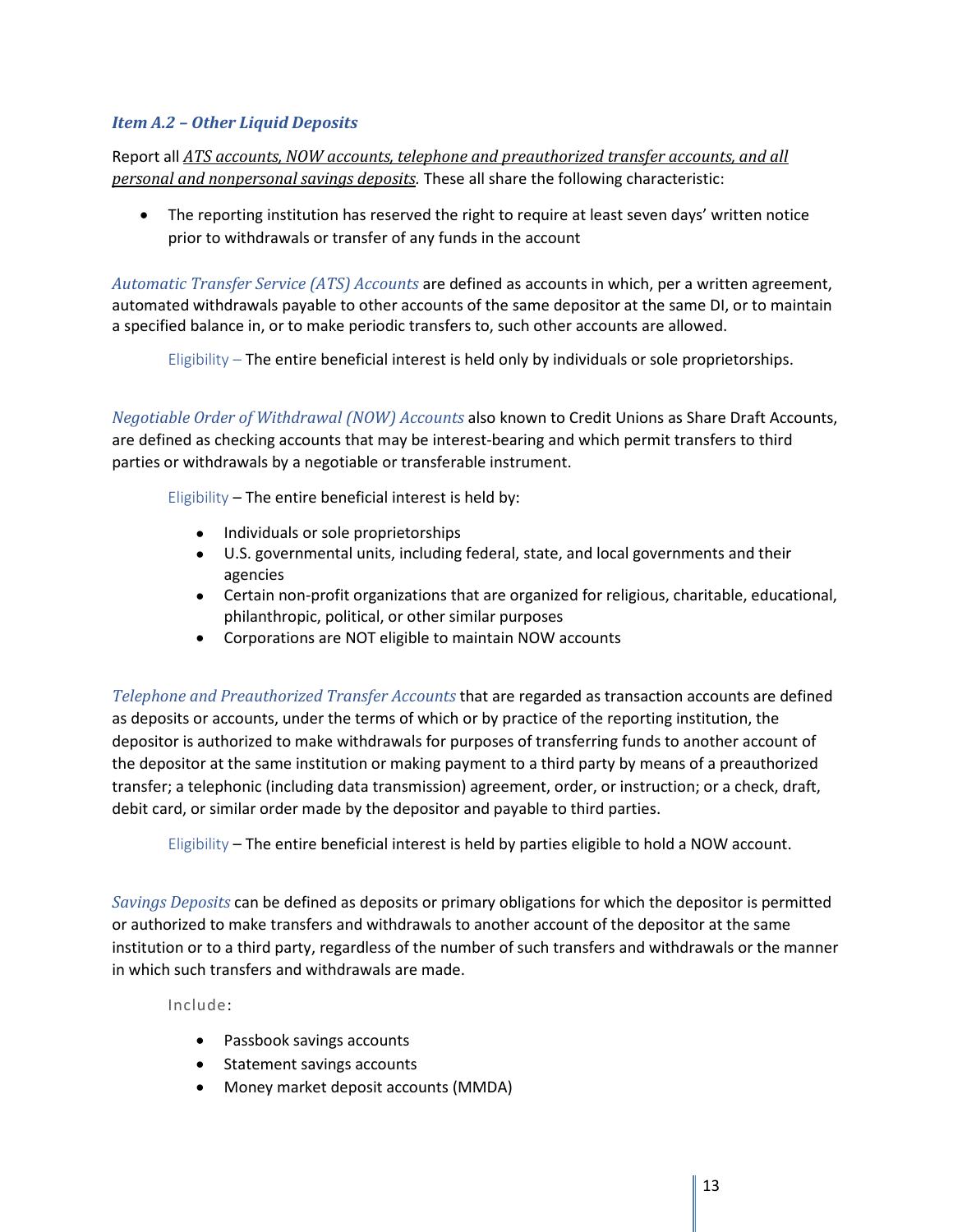### *Item A.2 – Other Liquid Deposits*

Report all *ATS accounts, NOW accounts, telephone and preauthorized transfer accounts, and all personal and nonpersonal savings deposits.* These all share the following characteristic:

- The reporting institution has reserved the right to require at least seven days' written notice prior to withdrawals or transfer of any funds in the account

*Automatic Transfer Service (ATS) Accounts* are defined as accounts in which, per a written agreement, automated withdrawals payable to other accounts of the same depositor at the same DI, or to maintain a specified balance in, or to make periodic transfers to, such other accounts are allowed.

> Eligibility – The entire beneficial interest is held only by individuals or sole proprietorships.

*Negotiable Order of Withdrawal (NOW) Accounts* also known to Credit Unions as Share Draft Accounts, are defined as checking accounts that may be interest-bearing and which permit transfers to third parties or withdrawals by a negotiable or transferable instrument.

> Eligibility – The entire beneficial interest is held by:
>
> - Individuals or sole proprietorships
> - U.S. governmental units, including federal, state, and local governments and their agencies
> - Certain non-profit organizations that are organized for religious, charitable, educational, philanthropic, political, or other similar purposes
> - Corporations are NOT eligible to maintain NOW accounts

*Telephone and Preauthorized Transfer Accounts* that are regarded as transaction accounts are defined as deposits or accounts, under the terms of which or by practice of the reporting institution, the depositor is authorized to make withdrawals for purposes of transferring funds to another account of the depositor at the same institution or making payment to a third party by means of a preauthorized transfer; a telephonic (including data transmission) agreement, order, or instruction; or a check, draft, debit card, or similar order made by the depositor and payable to third parties.

> Eligibility – The entire beneficial interest is held by parties eligible to hold a NOW account.

*Savings Deposits* can be defined as deposits or primary obligations for which the depositor is permitted or authorized to make transfers and withdrawals to another account of the depositor at the same institution or to a third party, regardless of the number of such transfers and withdrawals or the manner in which such transfers and withdrawals are made.

> Include:
>
> - Passbook savings accounts
> - Statement savings accounts
> - Money market deposit accounts (MMDA)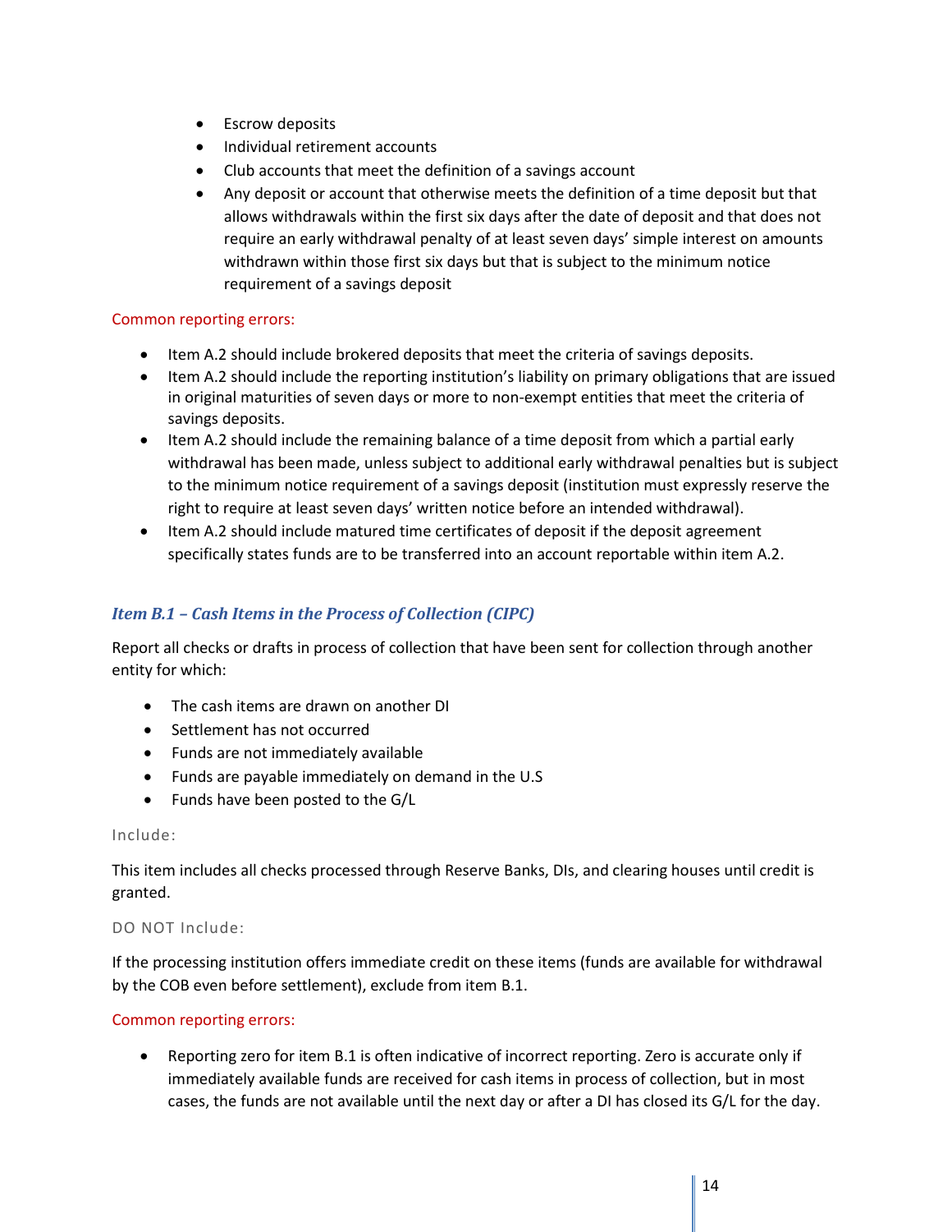- Escrow deposits
- Individual retirement accounts
- Club accounts that meet the definition of a savings account
- Any deposit or account that otherwise meets the definition of a time deposit but that allows withdrawals within the first six days after the date of deposit and that does not require an early withdrawal penalty of at least seven days' simple interest on amounts withdrawn within those first six days but that is subject to the minimum notice requirement of a savings deposit

Common reporting errors:

- Item A.2 should include brokered deposits that meet the criteria of savings deposits.
- Item A.2 should include the reporting institution's liability on primary obligations that are issued in original maturities of seven days or more to non-exempt entities that meet the criteria of savings deposits.
- Item A.2 should include the remaining balance of a time deposit from which a partial early withdrawal has been made, unless subject to additional early withdrawal penalties but is subject to the minimum notice requirement of a savings deposit (institution must expressly reserve the right to require at least seven days' written notice before an intended withdrawal).
- Item A.2 should include matured time certificates of deposit if the deposit agreement specifically states funds are to be transferred into an account reportable within item A.2.

### *Item B.1 – Cash Items in the Process of Collection (CIPC)*

Report all checks or drafts in process of collection that have been sent for collection through another entity for which:

- The cash items are drawn on another DI
- Settlement has not occurred
- Funds are not immediately available
- Funds are payable immediately on demand in the U.S
- Funds have been posted to the G/L

Include:

This item includes all checks processed through Reserve Banks, DIs, and clearing houses until credit is granted.

DO NOT Include:

If the processing institution offers immediate credit on these items (funds are available for withdrawal by the COB even before settlement), exclude from item B.1.

Common reporting errors:

- Reporting zero for item B.1 is often indicative of incorrect reporting. Zero is accurate only if immediately available funds are received for cash items in process of collection, but in most cases, the funds are not available until the next day or after a DI has closed its G/L for the day.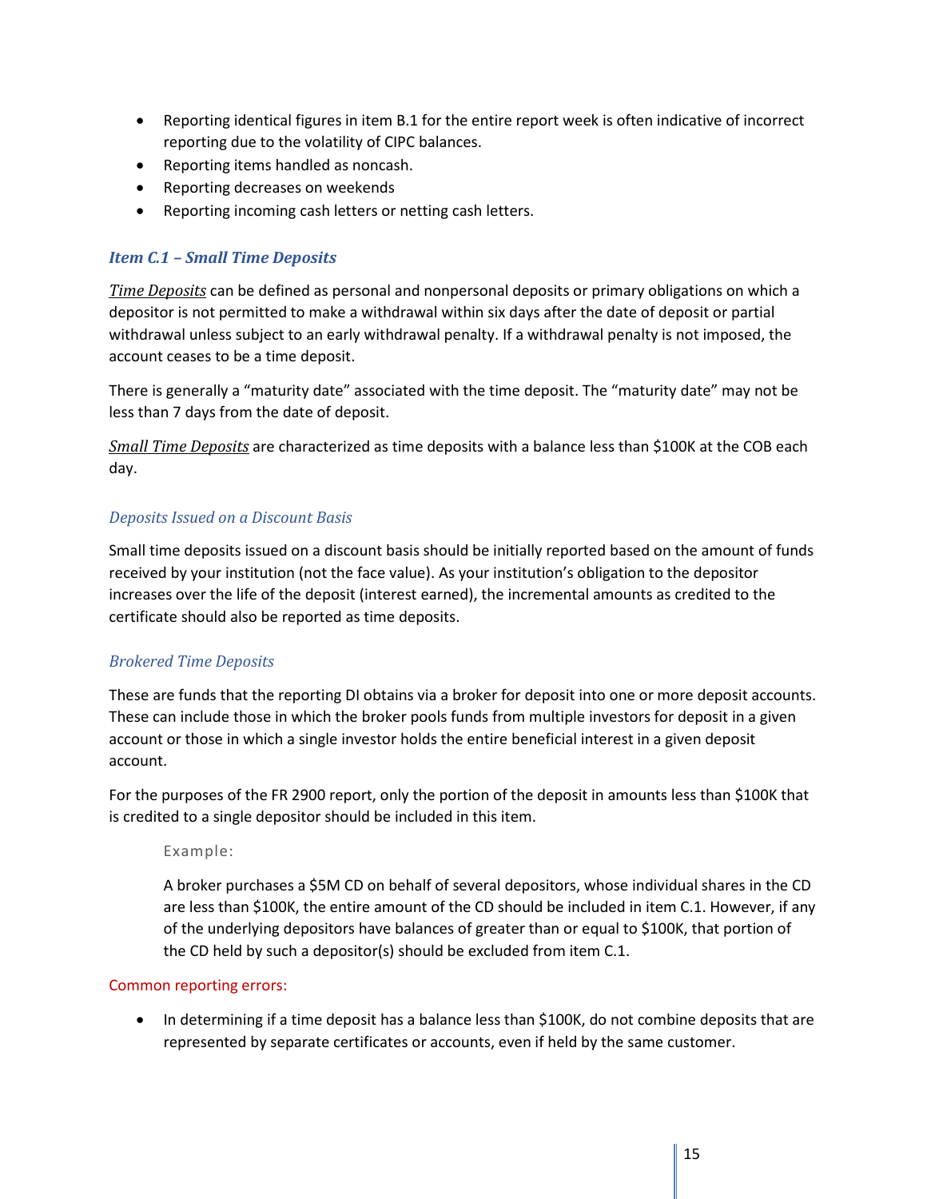- Reporting identical figures in item B.1 for the entire report week is often indicative of incorrect reporting due to the volatility of CIPC balances.
- Reporting items handled as noncash.
- Reporting decreases on weekends
- Reporting incoming cash letters or netting cash letters.

### *Item C.1 – Small Time Deposits*

*Time Deposits* can be defined as personal and nonpersonal deposits or primary obligations on which a depositor is not permitted to make a withdrawal within six days after the date of deposit or partial withdrawal unless subject to an early withdrawal penalty. If a withdrawal penalty is not imposed, the account ceases to be a time deposit.

There is generally a "maturity date" associated with the time deposit. The "maturity date" may not be less than 7 days from the date of deposit.

*Small Time Deposits* are characterized as time deposits with a balance less than $100K at the COB each day.

#### *Deposits Issued on a Discount Basis*

Small time deposits issued on a discount basis should be initially reported based on the amount of funds received by your institution (not the face value). As your institution's obligation to the depositor increases over the life of the deposit (interest earned), the incremental amounts as credited to the certificate should also be reported as time deposits.

#### *Brokered Time Deposits*

These are funds that the reporting DI obtains via a broker for deposit into one or more deposit accounts. These can include those in which the broker pools funds from multiple investors for deposit in a given account or those in which a single investor holds the entire beneficial interest in a given deposit account.

For the purposes of the FR 2900 report, only the portion of the deposit in amounts less than $100K that is credited to a single depositor should be included in this item.

> Example:
>
> A broker purchases a $5M CD on behalf of several depositors, whose individual shares in the CD are less than $100K, the entire amount of the CD should be included in item C.1. However, if any of the underlying depositors have balances of greater than or equal to $100K, that portion of the CD held by such a depositor(s) should be excluded from item C.1.

Common reporting errors:

- In determining if a time deposit has a balance less than $100K, do not combine deposits that are represented by separate certificates or accounts, even if held by the same customer.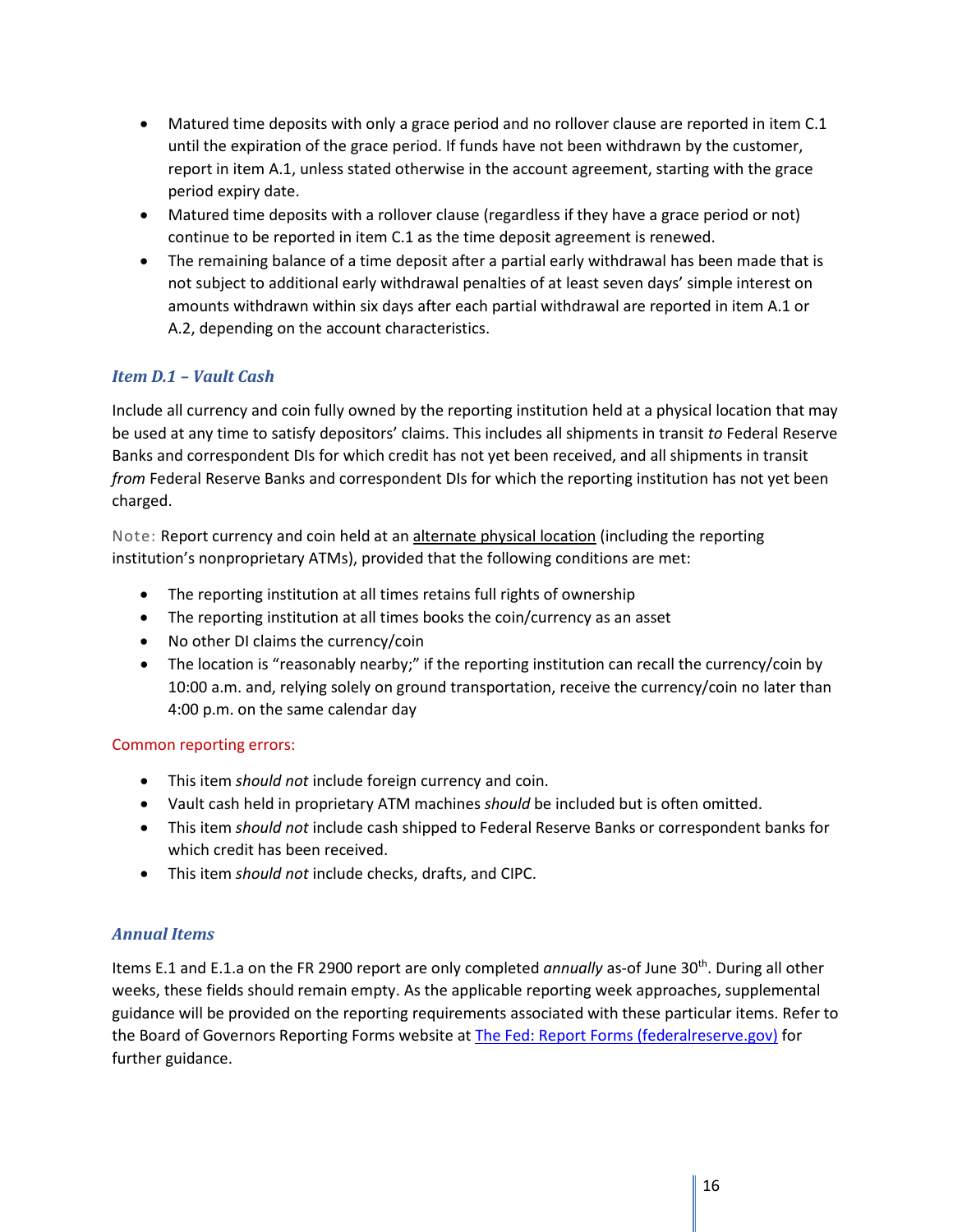- Matured time deposits with only a grace period and no rollover clause are reported in item C.1 until the expiration of the grace period. If funds have not been withdrawn by the customer, report in item A.1, unless stated otherwise in the account agreement, starting with the grace period expiry date.
- Matured time deposits with a rollover clause (regardless if they have a grace period or not) continue to be reported in item C.1 as the time deposit agreement is renewed.
- The remaining balance of a time deposit after a partial early withdrawal has been made that is not subject to additional early withdrawal penalties of at least seven days' simple interest on amounts withdrawn within six days after each partial withdrawal are reported in item A.1 or A.2, depending on the account characteristics.

### *Item D.1 – Vault Cash*

Include all currency and coin fully owned by the reporting institution held at a physical location that may be used at any time to satisfy depositors' claims. This includes all shipments in transit *to* Federal Reserve Banks and correspondent DIs for which credit has not yet been received, and all shipments in transit *from* Federal Reserve Banks and correspondent DIs for which the reporting institution has not yet been charged.

Note: Report currency and coin held at an alternate physical location (including the reporting institution's nonproprietary ATMs), provided that the following conditions are met:

- The reporting institution at all times retains full rights of ownership
- The reporting institution at all times books the coin/currency as an asset
- No other DI claims the currency/coin
- The location is "reasonably nearby;" if the reporting institution can recall the currency/coin by 10:00 a.m. and, relying solely on ground transportation, receive the currency/coin no later than 4:00 p.m. on the same calendar day

Common reporting errors:

- This item *should not* include foreign currency and coin.
- Vault cash held in proprietary ATM machines *should* be included but is often omitted.
- This item *should not* include cash shipped to Federal Reserve Banks or correspondent banks for which credit has been received.
- This item *should not* include checks, drafts, and CIPC.

### *Annual Items*

Items E.1 and E.1.a on the FR 2900 report are only completed *annually* as-of June 30th. During all other weeks, these fields should remain empty. As the applicable reporting week approaches, supplemental guidance will be provided on the reporting requirements associated with these particular items. Refer to the Board of Governors Reporting Forms website at The Fed: Report Forms (federalreserve.gov) for further guidance.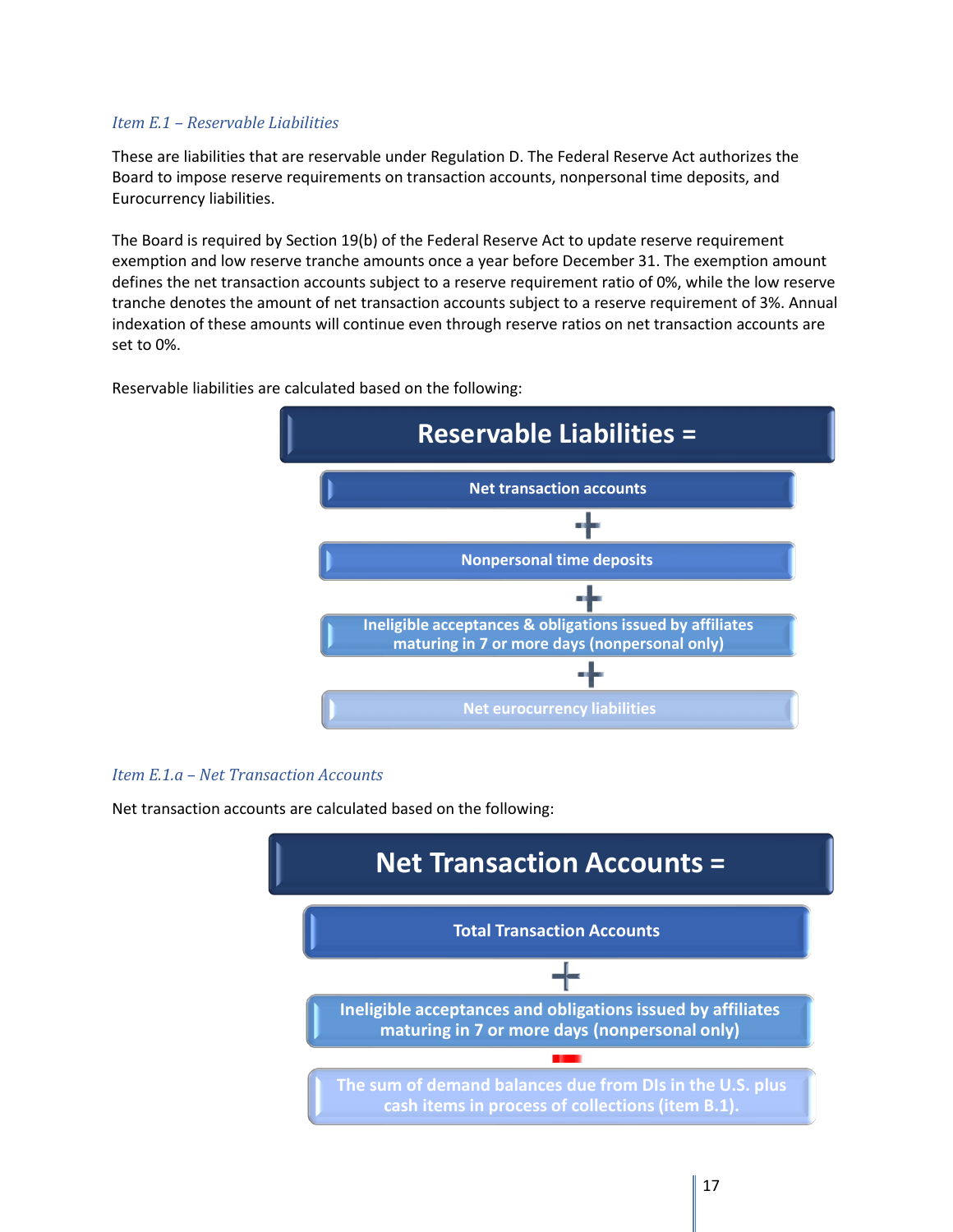*Item E.1 – Reservable Liabilities*

These are liabilities that are reservable under Regulation D. The Federal Reserve Act authorizes the Board to impose reserve requirements on transaction accounts, nonpersonal time deposits, and Eurocurrency liabilities.

The Board is required by Section 19(b) of the Federal Reserve Act to update reserve requirement exemption and low reserve tranche amounts once a year before December 31. The exemption amount defines the net transaction accounts subject to a reserve requirement ratio of 0%, while the low reserve tranche denotes the amount of net transaction accounts subject to a reserve requirement of 3%. Annual indexation of these amounts will continue even through reserve ratios on net transaction accounts are set to 0%.

Reservable liabilities are calculated based on the following:

**Reservable Liabilities =**

**Net transaction accounts**

**+**

**Nonpersonal time deposits**

**+**

**Ineligible acceptances & obligations issued by affiliates maturing in 7 or more days (nonpersonal only)**

**+**

**Net eurocurrency liabilities**

*Item E.1.a – Net Transaction Accounts*

Net transaction accounts are calculated based on the following:

**Net Transaction Accounts =**

**Total Transaction Accounts**

**+**

**Ineligible acceptances and obligations issued by affiliates maturing in 7 or more days (nonpersonal only)**

**–**

**The sum of demand balances due from DIs in the U.S. plus cash items in process of collections (item B.1).**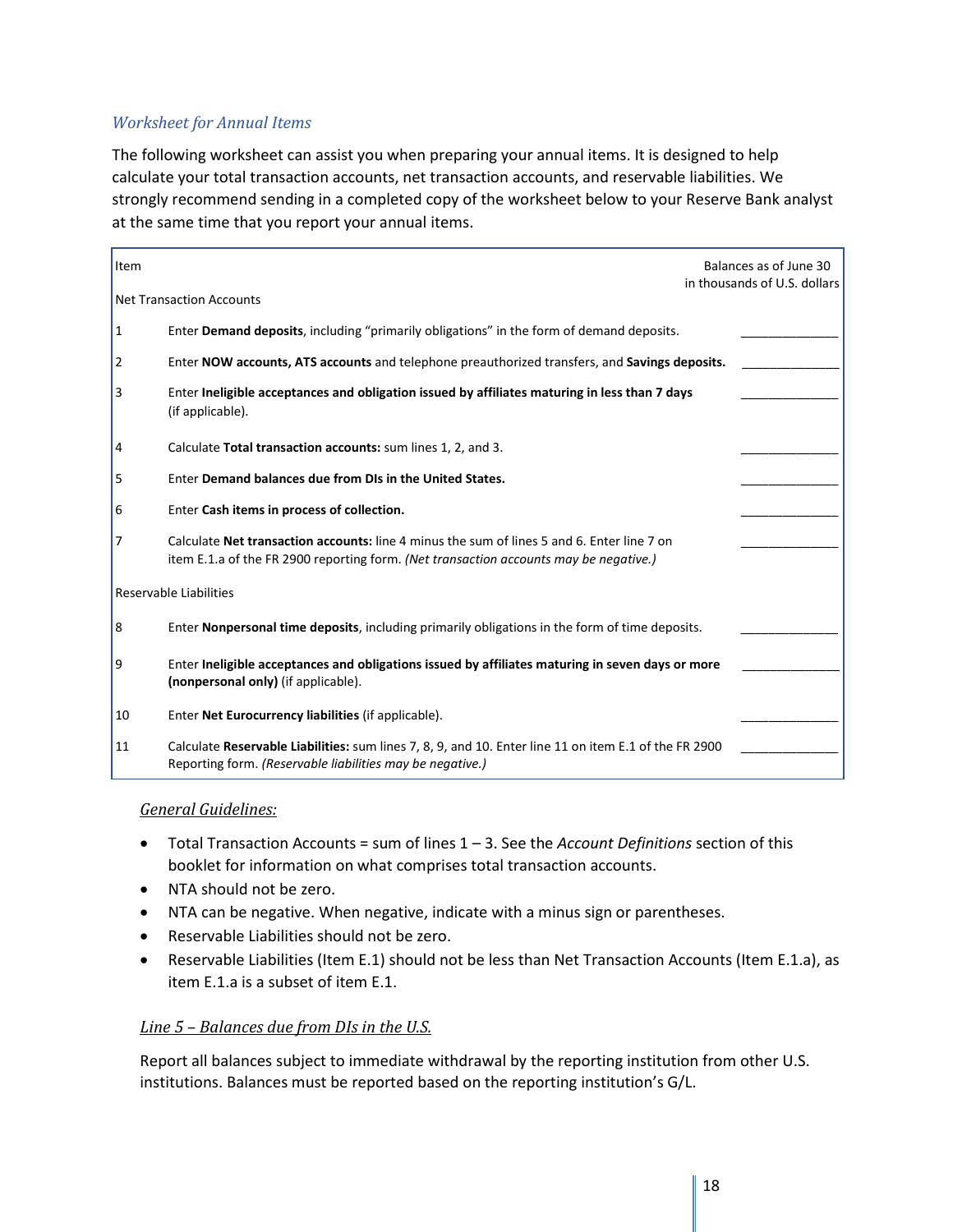### *Worksheet for Annual Items*

The following worksheet can assist you when preparing your annual items. It is designed to help calculate your total transaction accounts, net transaction accounts, and reservable liabilities. We strongly recommend sending in a completed copy of the worksheet below to your Reserve Bank analyst at the same time that you report your annual items.

| Item | | Balances as of June 30 in thousands of U.S. dollars |
|---|---|---|
| Net Transaction Accounts | | |
| 1 | Enter **Demand deposits**, including "primarily obligations" in the form of demand deposits. | ______________ |
| 2 | Enter **NOW accounts, ATS accounts** and telephone preauthorized transfers, and **Savings deposits.** | ______________ |
| 3 | Enter **Ineligible acceptances and obligation issued by affiliates maturing in less than 7 days** (if applicable). | ______________ |
| 4 | Calculate **Total transaction accounts:** sum lines 1, 2, and 3. | ______________ |
| 5 | Enter **Demand balances due from DIs in the United States.** | ______________ |
| 6 | Enter **Cash items in process of collection.** | ______________ |
| 7 | Calculate **Net transaction accounts:** line 4 minus the sum of lines 5 and 6. Enter line 7 on item E.1.a of the FR 2900 reporting form. *(Net transaction accounts may be negative.)* | ______________ |
| Reservable Liabilities | | |
| 8 | Enter **Nonpersonal time deposits**, including primarily obligations in the form of time deposits. | ______________ |
| 9 | Enter **Ineligible acceptances and obligations issued by affiliates maturing in seven days or more (nonpersonal only)** (if applicable). | ______________ |
| 10 | Enter **Net Eurocurrency liabilities** (if applicable). | ______________ |
| 11 | Calculate **Reservable Liabilities:** sum lines 7, 8, 9, and 10. Enter line 11 on item E.1 of the FR 2900 Reporting form. *(Reservable liabilities may be negative.)* | ______________ |

*General Guidelines:*

- Total Transaction Accounts = sum of lines 1 – 3. See the *Account Definitions* section of this booklet for information on what comprises total transaction accounts.
- NTA should not be zero.
- NTA can be negative. When negative, indicate with a minus sign or parentheses.
- Reservable Liabilities should not be zero.
- Reservable Liabilities (Item E.1) should not be less than Net Transaction Accounts (Item E.1.a), as item E.1.a is a subset of item E.1.

*Line 5 – Balances due from DIs in the U.S.*

Report all balances subject to immediate withdrawal by the reporting institution from other U.S. institutions. Balances must be reported based on the reporting institution's G/L.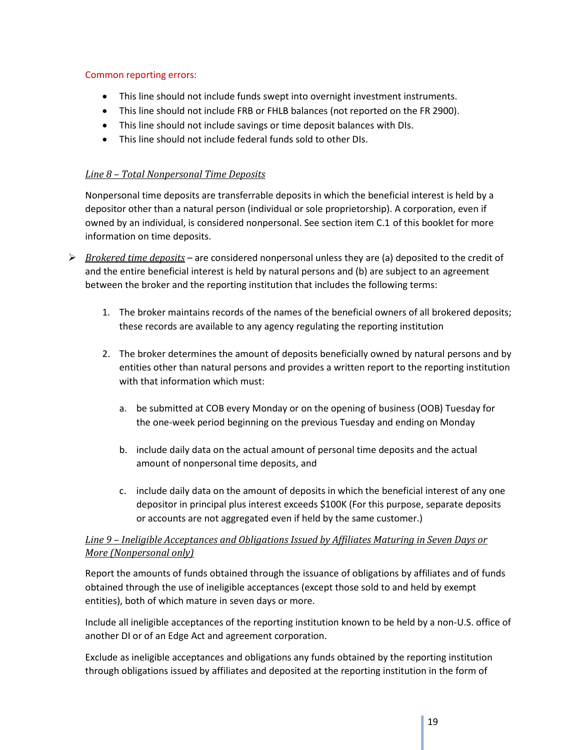Common reporting errors:

- This line should not include funds swept into overnight investment instruments.
- This line should not include FRB or FHLB balances (not reported on the FR 2900).
- This line should not include savings or time deposit balances with DIs.
- This line should not include federal funds sold to other DIs.

*Line 8 – Total Nonpersonal Time Deposits*

Nonpersonal time deposits are transferrable deposits in which the beneficial interest is held by a depositor other than a natural person (individual or sole proprietorship). A corporation, even if owned by an individual, is considered nonpersonal. See section item C.1 of this booklet for more information on time deposits.

- *Brokered time deposits* – are considered nonpersonal unless they are (a) deposited to the credit of and the entire beneficial interest is held by natural persons and (b) are subject to an agreement between the broker and the reporting institution that includes the following terms:

  1. The broker maintains records of the names of the beneficial owners of all brokered deposits; these records are available to any agency regulating the reporting institution

  2. The broker determines the amount of deposits beneficially owned by natural persons and by entities other than natural persons and provides a written report to the reporting institution with that information which must:

     a. be submitted at COB every Monday or on the opening of business (OOB) Tuesday for the one-week period beginning on the previous Tuesday and ending on Monday

     b. include daily data on the actual amount of personal time deposits and the actual amount of nonpersonal time deposits, and

     c. include daily data on the amount of deposits in which the beneficial interest of any one depositor in principal plus interest exceeds $100K (For this purpose, separate deposits or accounts are not aggregated even if held by the same customer.)

*Line 9 – Ineligible Acceptances and Obligations Issued by Affiliates Maturing in Seven Days or More (Nonpersonal only)*

Report the amounts of funds obtained through the issuance of obligations by affiliates and of funds obtained through the use of ineligible acceptances (except those sold to and held by exempt entities), both of which mature in seven days or more.

Include all ineligible acceptances of the reporting institution known to be held by a non-U.S. office of another DI or of an Edge Act and agreement corporation.

Exclude as ineligible acceptances and obligations any funds obtained by the reporting institution through obligations issued by affiliates and deposited at the reporting institution in the form of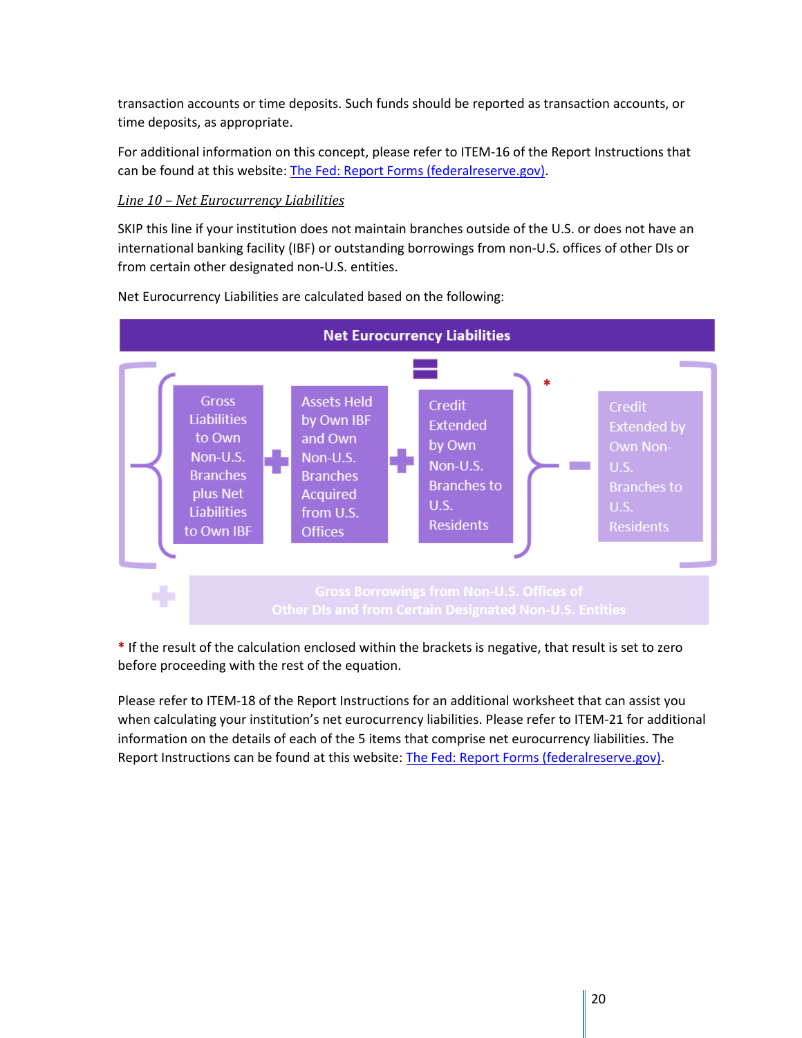transaction accounts or time deposits. Such funds should be reported as transaction accounts, or time deposits, as appropriate.

For additional information on this concept, please refer to ITEM-16 of the Report Instructions that can be found at this website: [The Fed: Report Forms (federalreserve.gov)](https://www.federalreserve.gov).

*Line 10 – Net Eurocurrency Liabilities*

SKIP this line if your institution does not maintain branches outside of the U.S. or does not have an international banking facility (IBF) or outstanding borrowings from non-U.S. offices of other DIs or from certain other designated non-U.S. entities.

Net Eurocurrency Liabilities are calculated based on the following:

**Net Eurocurrency Liabilities**

=

[ { Gross Liabilities to Own Non-U.S. Branches plus Net Liabilities to Own IBF + Assets Held by Own IBF and Own Non-U.S. Branches Acquired from U.S. Offices + Credit Extended by Own Non-U.S. Branches to U.S. Residents } * − Credit Extended by Own Non-U.S. Branches to U.S. Residents ]

+ Gross Borrowings from Non-U.S. Offices of Other DIs and from Certain Designated Non-U.S. Entities

* If the result of the calculation enclosed within the brackets is negative, that result is set to zero before proceeding with the rest of the equation.

Please refer to ITEM-18 of the Report Instructions for an additional worksheet that can assist you when calculating your institution's net eurocurrency liabilities. Please refer to ITEM-21 for additional information on the details of each of the 5 items that comprise net eurocurrency liabilities. The Report Instructions can be found at this website: [The Fed: Report Forms (federalreserve.gov)](https://www.federalreserve.gov).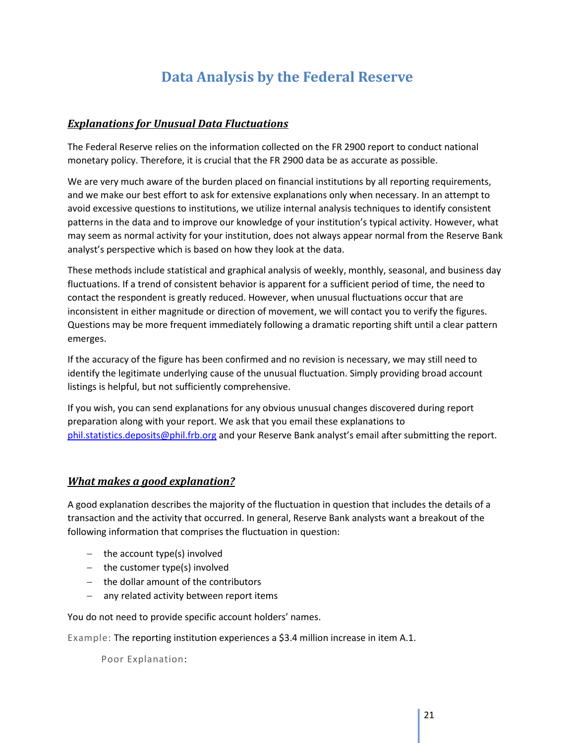# Data Analysis by the Federal Reserve

## ***Explanations for Unusual Data Fluctuations***

The Federal Reserve relies on the information collected on the FR 2900 report to conduct national monetary policy. Therefore, it is crucial that the FR 2900 data be as accurate as possible.

We are very much aware of the burden placed on financial institutions by all reporting requirements, and we make our best effort to ask for extensive explanations only when necessary. In an attempt to avoid excessive questions to institutions, we utilize internal analysis techniques to identify consistent patterns in the data and to improve our knowledge of your institution's typical activity. However, what may seem as normal activity for your institution, does not always appear normal from the Reserve Bank analyst's perspective which is based on how they look at the data.

These methods include statistical and graphical analysis of weekly, monthly, seasonal, and business day fluctuations. If a trend of consistent behavior is apparent for a sufficient period of time, the need to contact the respondent is greatly reduced. However, when unusual fluctuations occur that are inconsistent in either magnitude or direction of movement, we will contact you to verify the figures. Questions may be more frequent immediately following a dramatic reporting shift until a clear pattern emerges.

If the accuracy of the figure has been confirmed and no revision is necessary, we may still need to identify the legitimate underlying cause of the unusual fluctuation. Simply providing broad account listings is helpful, but not sufficiently comprehensive.

If you wish, you can send explanations for any obvious unusual changes discovered during report preparation along with your report. We ask that you email these explanations to phil.statistics.deposits@phil.frb.org and your Reserve Bank analyst's email after submitting the report.

## ***What makes a good explanation?***

A good explanation describes the majority of the fluctuation in question that includes the details of a transaction and the activity that occurred. In general, Reserve Bank analysts want a breakout of the following information that comprises the fluctuation in question:

- the account type(s) involved
- the customer type(s) involved
- the dollar amount of the contributors
- any related activity between report items

You do not need to provide specific account holders' names.

Example: The reporting institution experiences a $3.4 million increase in item A.1.

Poor Explanation: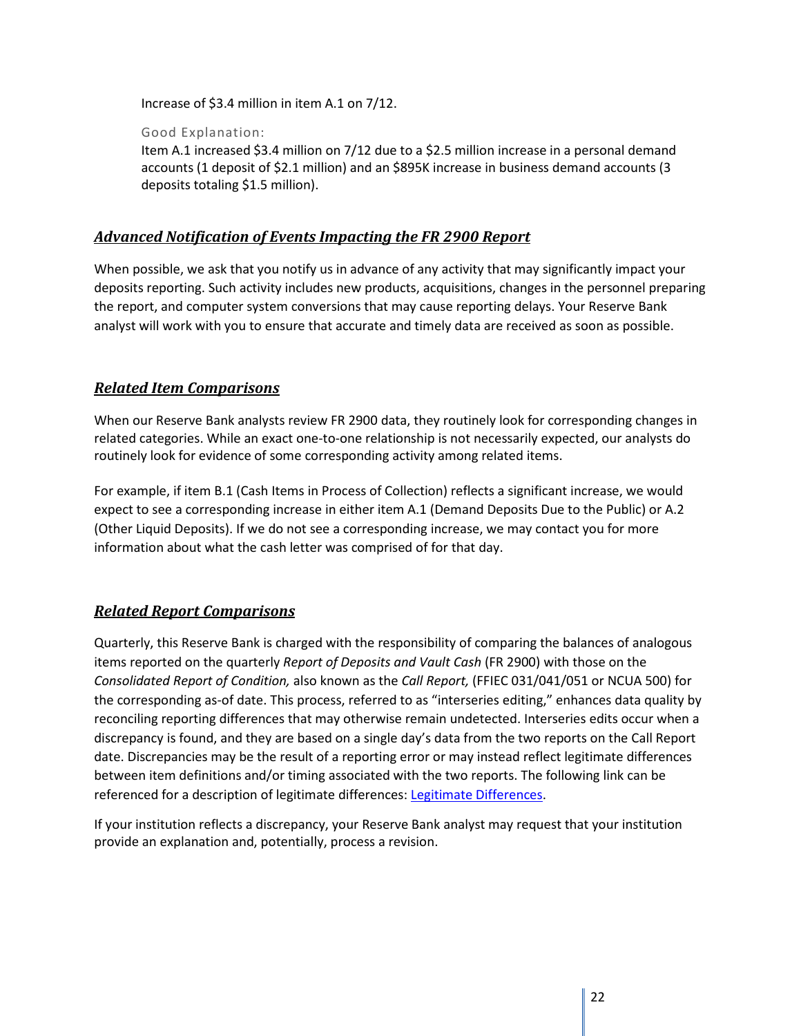Increase of $3.4 million in item A.1 on 7/12.

Good Explanation:
Item A.1 increased $3.4 million on 7/12 due to a $2.5 million increase in a personal demand accounts (1 deposit of $2.1 million) and an $895K increase in business demand accounts (3 deposits totaling $1.5 million).

## ***Advanced Notification of Events Impacting the FR 2900 Report***

When possible, we ask that you notify us in advance of any activity that may significantly impact your deposits reporting. Such activity includes new products, acquisitions, changes in the personnel preparing the report, and computer system conversions that may cause reporting delays. Your Reserve Bank analyst will work with you to ensure that accurate and timely data are received as soon as possible.

## ***Related Item Comparisons***

When our Reserve Bank analysts review FR 2900 data, they routinely look for corresponding changes in related categories. While an exact one-to-one relationship is not necessarily expected, our analysts do routinely look for evidence of some corresponding activity among related items.

For example, if item B.1 (Cash Items in Process of Collection) reflects a significant increase, we would expect to see a corresponding increase in either item A.1 (Demand Deposits Due to the Public) or A.2 (Other Liquid Deposits). If we do not see a corresponding increase, we may contact you for more information about what the cash letter was comprised of for that day.

## ***Related Report Comparisons***

Quarterly, this Reserve Bank is charged with the responsibility of comparing the balances of analogous items reported on the quarterly *Report of Deposits and Vault Cash* (FR 2900) with those on the *Consolidated Report of Condition,* also known as the *Call Report,* (FFIEC 031/041/051 or NCUA 500) for the corresponding as-of date. This process, referred to as "interseries editing," enhances data quality by reconciling reporting differences that may otherwise remain undetected. Interseries edits occur when a discrepancy is found, and they are based on a single day's data from the two reports on the Call Report date. Discrepancies may be the result of a reporting error or may instead reflect legitimate differences between item definitions and/or timing associated with the two reports. The following link can be referenced for a description of legitimate differences: Legitimate Differences.

If your institution reflects a discrepancy, your Reserve Bank analyst may request that your institution provide an explanation and, potentially, process a revision.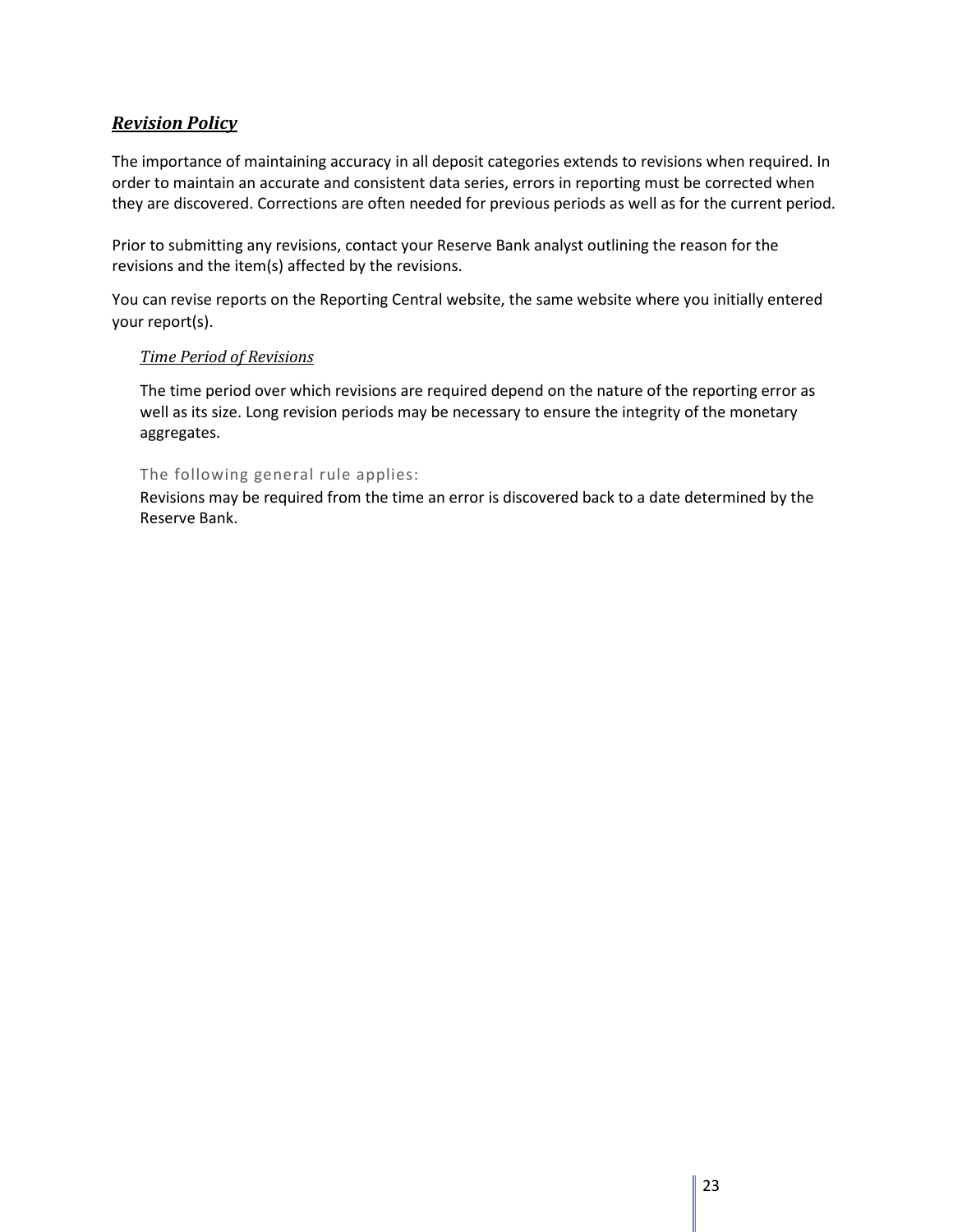## ***Revision Policy***

The importance of maintaining accuracy in all deposit categories extends to revisions when required. In order to maintain an accurate and consistent data series, errors in reporting must be corrected when they are discovered. Corrections are often needed for previous periods as well as for the current period.

Prior to submitting any revisions, contact your Reserve Bank analyst outlining the reason for the revisions and the item(s) affected by the revisions.

You can revise reports on the Reporting Central website, the same website where you initially entered your report(s).

### *Time Period of Revisions*

The time period over which revisions are required depend on the nature of the reporting error as well as its size. Long revision periods may be necessary to ensure the integrity of the monetary aggregates.

#### The following general rule applies:

Revisions may be required from the time an error is discovered back to a date determined by the Reserve Bank.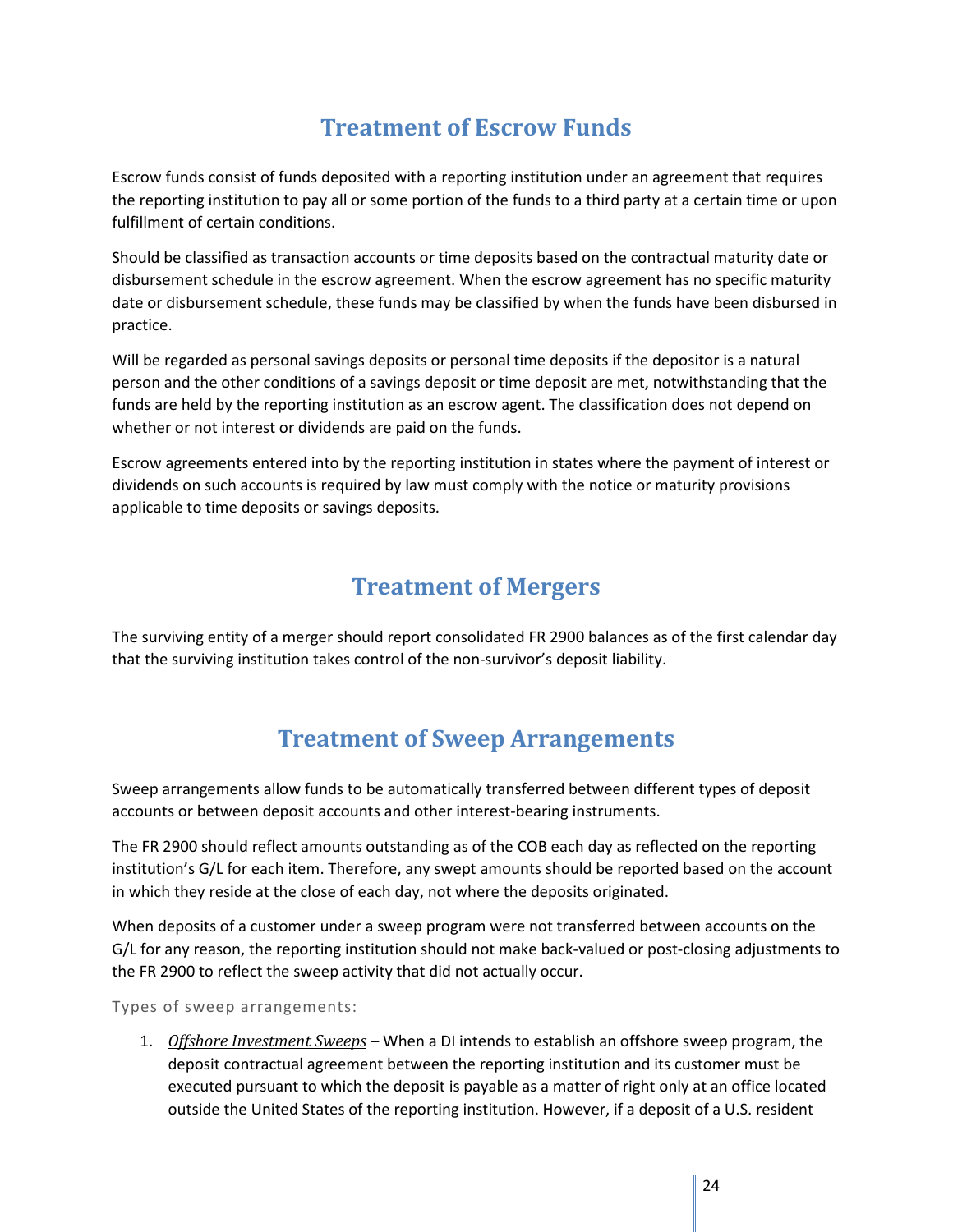# Treatment of Escrow Funds

Escrow funds consist of funds deposited with a reporting institution under an agreement that requires the reporting institution to pay all or some portion of the funds to a third party at a certain time or upon fulfillment of certain conditions.

Should be classified as transaction accounts or time deposits based on the contractual maturity date or disbursement schedule in the escrow agreement. When the escrow agreement has no specific maturity date or disbursement schedule, these funds may be classified by when the funds have been disbursed in practice.

Will be regarded as personal savings deposits or personal time deposits if the depositor is a natural person and the other conditions of a savings deposit or time deposit are met, notwithstanding that the funds are held by the reporting institution as an escrow agent. The classification does not depend on whether or not interest or dividends are paid on the funds.

Escrow agreements entered into by the reporting institution in states where the payment of interest or dividends on such accounts is required by law must comply with the notice or maturity provisions applicable to time deposits or savings deposits.

# Treatment of Mergers

The surviving entity of a merger should report consolidated FR 2900 balances as of the first calendar day that the surviving institution takes control of the non-survivor's deposit liability.

# Treatment of Sweep Arrangements

Sweep arrangements allow funds to be automatically transferred between different types of deposit accounts or between deposit accounts and other interest-bearing instruments.

The FR 2900 should reflect amounts outstanding as of the COB each day as reflected on the reporting institution's G/L for each item. Therefore, any swept amounts should be reported based on the account in which they reside at the close of each day, not where the deposits originated.

When deposits of a customer under a sweep program were not transferred between accounts on the G/L for any reason, the reporting institution should not make back-valued or post-closing adjustments to the FR 2900 to reflect the sweep activity that did not actually occur.

Types of sweep arrangements:

1. ***Offshore Investment Sweeps*** – When a DI intends to establish an offshore sweep program, the deposit contractual agreement between the reporting institution and its customer must be executed pursuant to which the deposit is payable as a matter of right only at an office located outside the United States of the reporting institution. However, if a deposit of a U.S. resident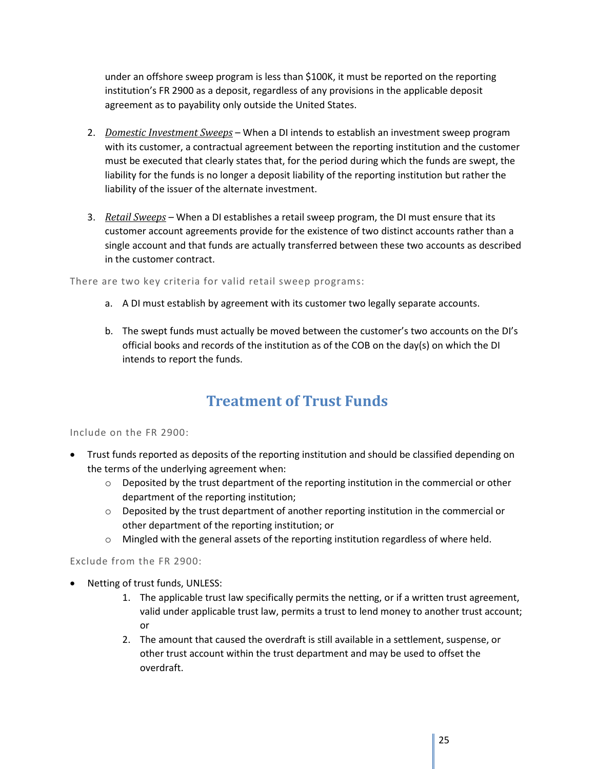under an offshore sweep program is less than $100K, it must be reported on the reporting institution's FR 2900 as a deposit, regardless of any provisions in the applicable deposit agreement as to payability only outside the United States.

2. *Domestic Investment Sweeps* – When a DI intends to establish an investment sweep program with its customer, a contractual agreement between the reporting institution and the customer must be executed that clearly states that, for the period during which the funds are swept, the liability for the funds is no longer a deposit liability of the reporting institution but rather the liability of the issuer of the alternate investment.

3. *Retail Sweeps* – When a DI establishes a retail sweep program, the DI must ensure that its customer account agreements provide for the existence of two distinct accounts rather than a single account and that funds are actually transferred between these two accounts as described in the customer contract.

There are two key criteria for valid retail sweep programs:

a. A DI must establish by agreement with its customer two legally separate accounts.

b. The swept funds must actually be moved between the customer's two accounts on the DI's official books and records of the institution as of the COB on the day(s) on which the DI intends to report the funds.

## Treatment of Trust Funds

Include on the FR 2900:

- Trust funds reported as deposits of the reporting institution and should be classified depending on the terms of the underlying agreement when:
  - Deposited by the trust department of the reporting institution in the commercial or other department of the reporting institution;
  - Deposited by the trust department of another reporting institution in the commercial or other department of the reporting institution; or
  - Mingled with the general assets of the reporting institution regardless of where held.

Exclude from the FR 2900:

- Netting of trust funds, UNLESS:
  1. The applicable trust law specifically permits the netting, or if a written trust agreement, valid under applicable trust law, permits a trust to lend money to another trust account; or
  2. The amount that caused the overdraft is still available in a settlement, suspense, or other trust account within the trust department and may be used to offset the overdraft.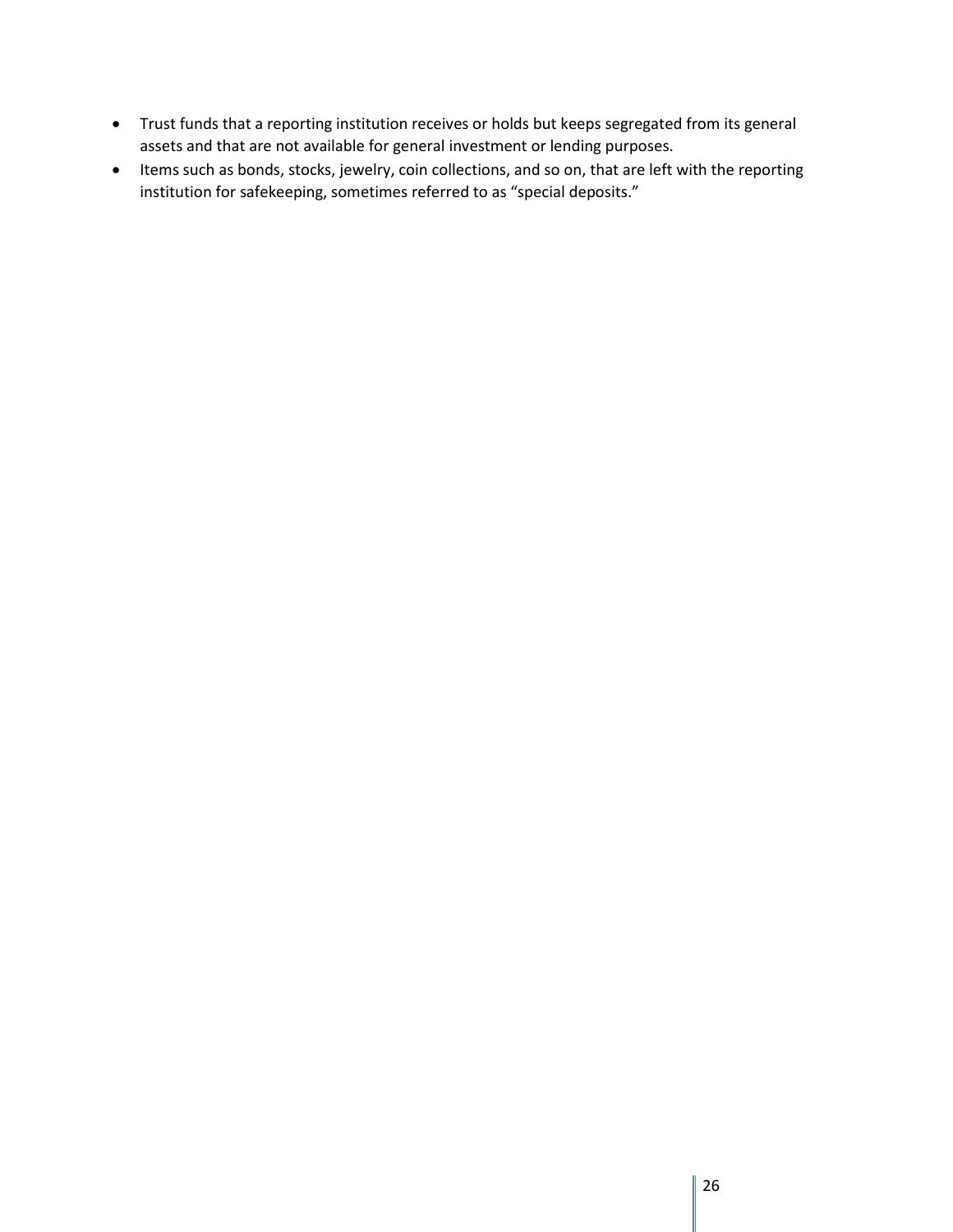- Trust funds that a reporting institution receives or holds but keeps segregated from its general assets and that are not available for general investment or lending purposes.
- Items such as bonds, stocks, jewelry, coin collections, and so on, that are left with the reporting institution for safekeeping, sometimes referred to as "special deposits."